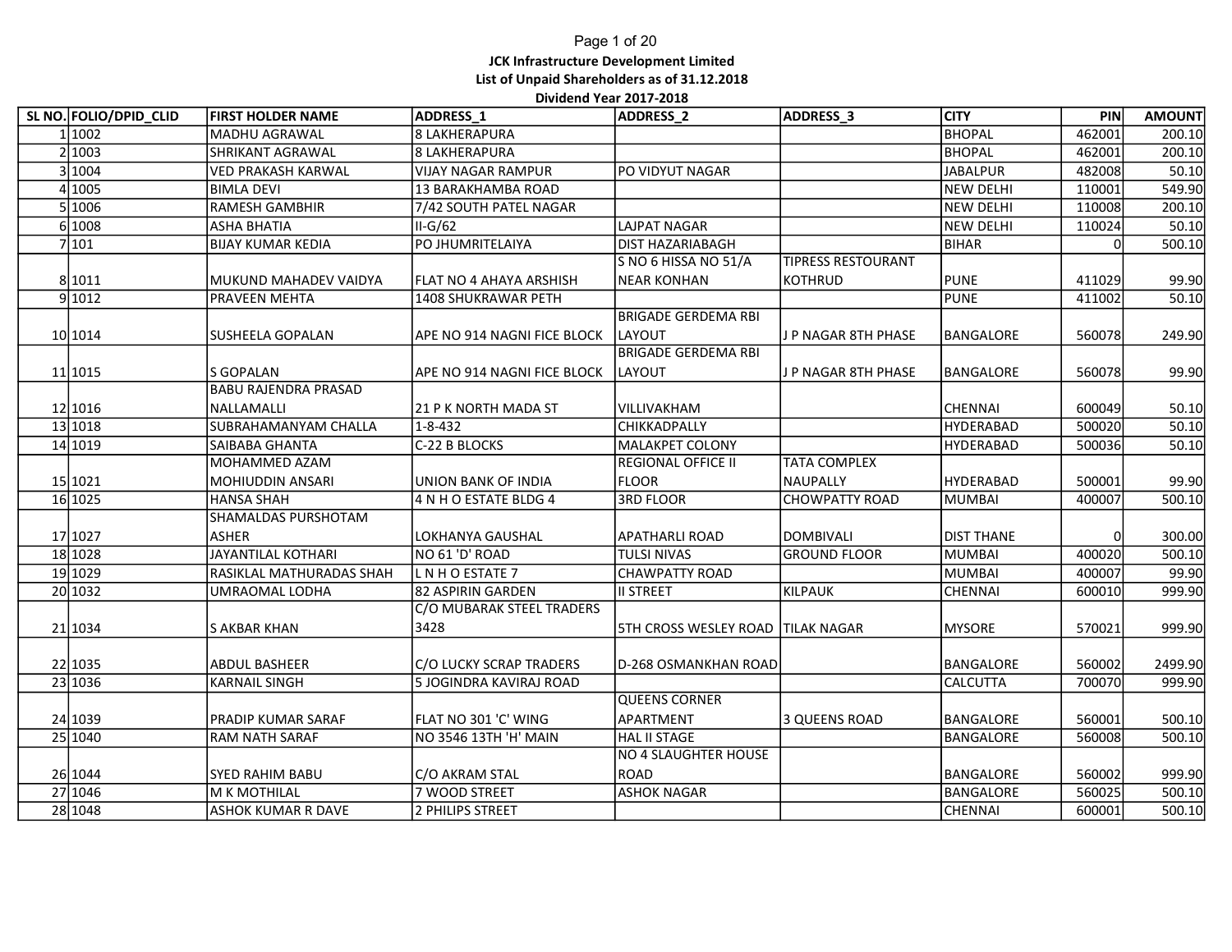**JCK Infrastructure Development Limited**

**List of Unpaid Shareholders as of 31.12.2018**

**Dividend Year 2017-2018**

| SL NO. | FOLIO/DPID_CLID | FIRST HOLDER NAME | ADDRESS_1 | ADDRESS_2 | ADDRESS_3 | CITY | PIN | AMOUNT |
|---|---|---|---|---|---|---|---|---|
| 1 | 1002 | MADHU AGRAWAL | 8 LAKHERAPURA | | | BHOPAL | 462001 | 200.10 |
| 2 | 1003 | SHRIKANT AGRAWAL | 8 LAKHERAPURA | | | BHOPAL | 462001 | 200.10 |
| 3 | 1004 | VED PRAKASH KARWAL | VIJAY NAGAR RAMPUR | PO VIDYUT NAGAR | | JABALPUR | 482008 | 50.10 |
| 4 | 1005 | BIMLA DEVI | 13 BARAKHAMBA ROAD | | | NEW DELHI | 110001 | 549.90 |
| 5 | 1006 | RAMESH GAMBHIR | 7/42 SOUTH PATEL NAGAR | | | NEW DELHI | 110008 | 200.10 |
| 6 | 1008 | ASHA BHATIA | II-G/62 | LAJPAT NAGAR | | NEW DELHI | 110024 | 50.10 |
| 7 | 101 | BIJAY KUMAR KEDIA | PO JHUMRITELAIYA | DIST HAZARIABAGH | | BIHAR | 0 | 500.10 |
| 8 | 1011 | MUKUND MAHADEV VAIDYA | FLAT NO 4 AHAYA ARSHISH | S NO 6 HISSA NO 51/A NEAR KONHAN | TIPRESS RESTOURANT KOTHRUD | PUNE | 411029 | 99.90 |
| 9 | 1012 | PRAVEEN MEHTA | 1408 SHUKRAWAR PETH | | | PUNE | 411002 | 50.10 |
| 10 | 1014 | SUSHEELA GOPALAN | APE NO 914 NAGNI FICE BLOCK | BRIGADE GERDEMA RBI LAYOUT | J P NAGAR 8TH PHASE | BANGALORE | 560078 | 249.90 |
| 11 | 1015 | S GOPALAN | APE NO 914 NAGNI FICE BLOCK | BRIGADE GERDEMA RBI LAYOUT | J P NAGAR 8TH PHASE | BANGALORE | 560078 | 99.90 |
| 12 | 1016 | BABU RAJENDRA PRASAD NALLAMALLI | 21 P K NORTH MADA ST | VILLIVAKHAM | | CHENNAI | 600049 | 50.10 |
| 13 | 1018 | SUBRAHAMANYAM CHALLA | 1-8-432 | CHIKKADPALLY | | HYDERABAD | 500020 | 50.10 |
| 14 | 1019 | SAIBABA GHANTA | C-22 B BLOCKS | MALAKPET COLONY | | HYDERABAD | 500036 | 50.10 |
| 15 | 1021 | MOHAMMED AZAM MOHIUDDIN ANSARI | UNION BANK OF INDIA | REGIONAL OFFICE II FLOOR | TATA COMPLEX NAUPALLY | HYDERABAD | 500001 | 99.90 |
| 16 | 1025 | HANSA SHAH | 4 N H O ESTATE BLDG 4 | 3RD FLOOR | CHOWPATTY ROAD | MUMBAI | 400007 | 500.10 |
| 17 | 1027 | SHAMALDAS PURSHOTAM ASHER | LOKHANYA GAUSHAL | APATHARLI ROAD | DOMBIVALI | DIST THANE | 0 | 300.00 |
| 18 | 1028 | JAYANTILAL KOTHARI | NO 61 'D' ROAD | TULSI NIVAS | GROUND FLOOR | MUMBAI | 400020 | 500.10 |
| 19 | 1029 | RASIKLAL MATHURADAS SHAH | L N H O ESTATE 7 | CHAWPATTY ROAD | | MUMBAI | 400007 | 99.90 |
| 20 | 1032 | UMRAOMAL LODHA | 82 ASPIRIN GARDEN | II STREET | KILPAUK | CHENNAI | 600010 | 999.90 |
| 21 | 1034 | S AKBAR KHAN | C/O MUBARAK STEEL TRADERS 3428 | 5TH CROSS WESLEY ROAD | TILAK NAGAR | MYSORE | 570021 | 999.90 |
| 22 | 1035 | ABDUL BASHEER | C/O LUCKY SCRAP TRADERS | D-268 OSMANKHAN ROAD | | BANGALORE | 560002 | 2499.90 |
| 23 | 1036 | KARNAIL SINGH | 5 JOGINDRA KAVIRAJ ROAD | | | CALCUTTA | 700070 | 999.90 |
| 24 | 1039 | PRADIP KUMAR SARAF | FLAT NO 301 'C' WING | QUEENS CORNER APARTMENT | 3 QUEENS ROAD | BANGALORE | 560001 | 500.10 |
| 25 | 1040 | RAM NATH SARAF | NO 3546 13TH 'H' MAIN | HAL II STAGE | | BANGALORE | 560008 | 500.10 |
| 26 | 1044 | SYED RAHIM BABU | C/O AKRAM STAL | NO 4 SLAUGHTER HOUSE ROAD | | BANGALORE | 560002 | 999.90 |
| 27 | 1046 | M K MOTHILAL | 7 WOOD STREET | ASHOK NAGAR | | BANGALORE | 560025 | 500.10 |
| 28 | 1048 | ASHOK KUMAR R DAVE | 2 PHILIPS STREET | | | CHENNAI | 600001 | 500.10 |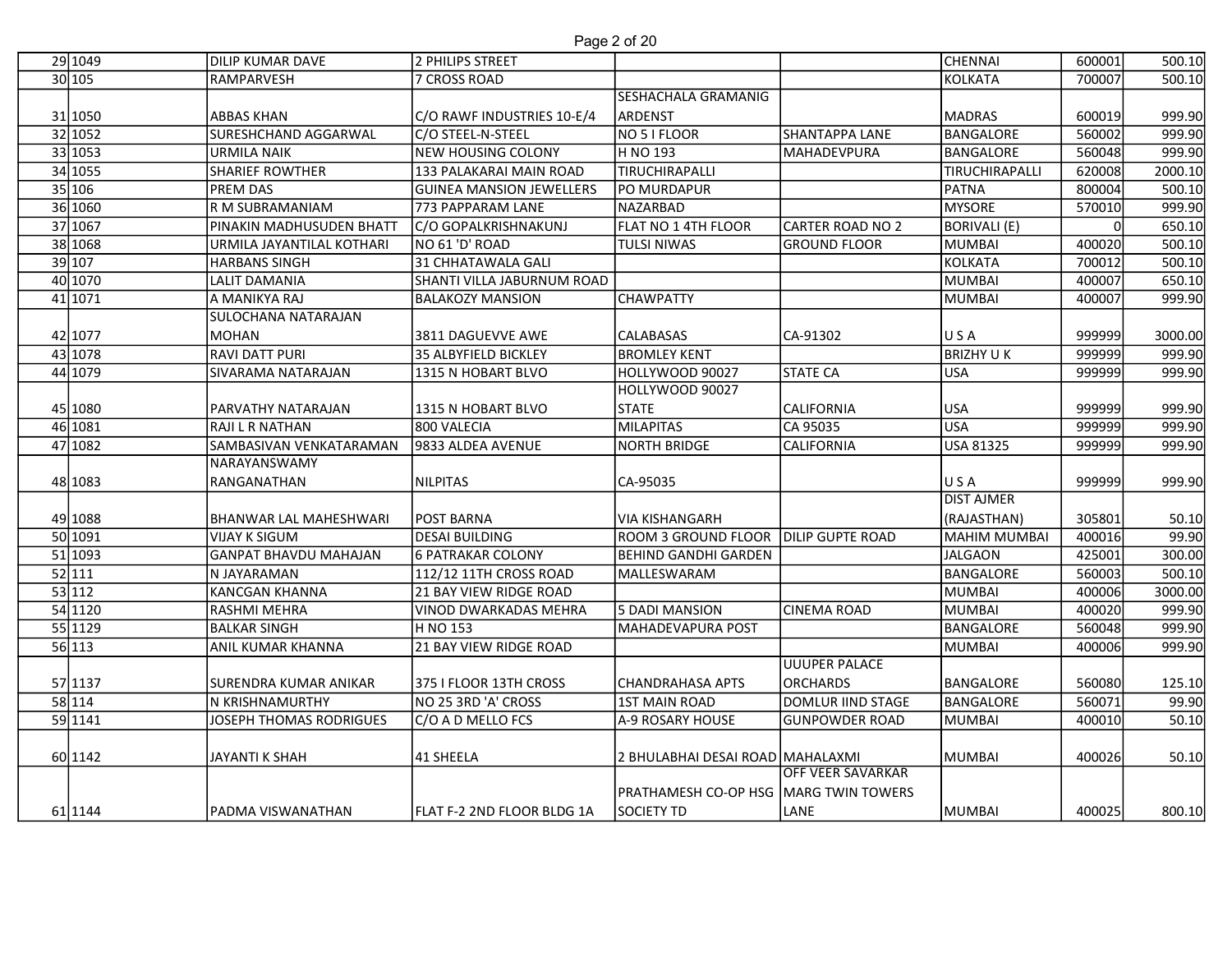| | | | | | | | | |
|---|---|---|---|---|---|---|---|---|
| 29 | 1049 | DILIP KUMAR DAVE | 2 PHILIPS STREET | | | CHENNAI | 600001 | 500.10 |
| 30 | 105 | RAMPARVESH | 7 CROSS ROAD | | | KOLKATA | 700007 | 500.10 |
| 31 | 1050 | ABBAS KHAN | C/O RAWF INDUSTRIES 10-E/4 | SESHACHALA GRAMANIG ARDENST | | MADRAS | 600019 | 999.90 |
| 32 | 1052 | SURESHCHAND AGGARWAL | C/O STEEL-N-STEEL | NO 5 I FLOOR | SHANTAPPA LANE | BANGALORE | 560002 | 999.90 |
| 33 | 1053 | URMILA NAIK | NEW HOUSING COLONY | H NO 193 | MAHADEVPURA | BANGALORE | 560048 | 999.90 |
| 34 | 1055 | SHARIEF ROWTHER | 133 PALAKARAI MAIN ROAD | TIRUCHIRAPALLI | | TIRUCHIRAPALLI | 620008 | 2000.10 |
| 35 | 106 | PREM DAS | GUINEA MANSION JEWELLERS | PO MURDAPUR | | PATNA | 800004 | 500.10 |
| 36 | 1060 | R M SUBRAMANIAM | 773 PAPPARAM LANE | NAZARBAD | | MYSORE | 570010 | 999.90 |
| 37 | 1067 | PINAKIN MADHUSUDEN BHATT | C/O GOPALKRISHNAKUNJ | FLAT NO 1 4TH FLOOR | CARTER ROAD NO 2 | BORIVALI (E) | 0 | 650.10 |
| 38 | 1068 | URMILA JAYANTILAL KOTHARI | NO 61 'D' ROAD | TULSI NIWAS | GROUND FLOOR | MUMBAI | 400020 | 500.10 |
| 39 | 107 | HARBANS SINGH | 31 CHHATAWALA GALI | | | KOLKATA | 700012 | 500.10 |
| 40 | 1070 | LALIT DAMANIA | SHANTI VILLA JABURNUM ROAD | | | MUMBAI | 400007 | 650.10 |
| 41 | 1071 | A MANIKYA RAJ | BALAKOZY MANSION | CHAWPATTY | | MUMBAI | 400007 | 999.90 |
| 42 | 1077 | SULOCHANA NATARAJAN MOHAN | 3811 DAGUEVVE AWE | CALABASAS | CA-91302 | U S A | 999999 | 3000.00 |
| 43 | 1078 | RAVI DATT PURI | 35 ALBYFIELD BICKLEY | BROMLEY KENT | | BRIZHY U K | 999999 | 999.90 |
| 44 | 1079 | SIVARAMA NATARAJAN | 1315 N HOBART BLVO | HOLLYWOOD 90027 | STATE CA | USA | 999999 | 999.90 |
| 45 | 1080 | PARVATHY NATARAJAN | 1315 N HOBART BLVO | HOLLYWOOD 90027 STATE | CALIFORNIA | USA | 999999 | 999.90 |
| 46 | 1081 | RAJI L R NATHAN | 800 VALECIA | MILAPITAS | CA 95035 | USA | 999999 | 999.90 |
| 47 | 1082 | SAMBASIVAN VENKATARAMAN | 9833 ALDEA AVENUE | NORTH BRIDGE | CALIFORNIA | USA 81325 | 999999 | 999.90 |
| 48 | 1083 | NARAYANSWAMY RANGANATHAN | NILPITAS | CA-95035 | | U S A | 999999 | 999.90 |
| 49 | 1088 | BHANWAR LAL MAHESHWARI | POST BARNA | VIA KISHANGARH | | DIST AJMER (RAJASTHAN) | 305801 | 50.10 |
| 50 | 1091 | VIJAY K SIGUM | DESAI BUILDING | ROOM 3 GROUND FLOOR | DILIP GUPTE ROAD | MAHIM MUMBAI | 400016 | 99.90 |
| 51 | 1093 | GANPAT BHAVDU MAHAJAN | 6 PATRAKAR COLONY | BEHIND GANDHI GARDEN | | JALGAON | 425001 | 300.00 |
| 52 | 111 | N JAYARAMAN | 112/12 11TH CROSS ROAD | MALLESWARAM | | BANGALORE | 560003 | 500.10 |
| 53 | 112 | KANCGAN KHANNA | 21 BAY VIEW RIDGE ROAD | | | MUMBAI | 400006 | 3000.00 |
| 54 | 1120 | RASHMI MEHRA | VINOD DWARKADAS MEHRA | 5 DADI MANSION | CINEMA ROAD | MUMBAI | 400020 | 999.90 |
| 55 | 1129 | BALKAR SINGH | H NO 153 | MAHADEVAPURA POST | | BANGALORE | 560048 | 999.90 |
| 56 | 113 | ANIL KUMAR KHANNA | 21 BAY VIEW RIDGE ROAD | | | MUMBAI | 400006 | 999.90 |
| 57 | 1137 | SURENDRA KUMAR ANIKAR | 375 I FLOOR 13TH CROSS | CHANDRAHASA APTS | UUUPER PALACE ORCHARDS | BANGALORE | 560080 | 125.10 |
| 58 | 114 | N KRISHNAMURTHY | NO 25 3RD 'A' CROSS | 1ST MAIN ROAD | DOMLUR IIND STAGE | BANGALORE | 560071 | 99.90 |
| 59 | 1141 | JOSEPH THOMAS RODRIGUES | C/O A D MELLO FCS | A-9 ROSARY HOUSE | GUNPOWDER ROAD | MUMBAI | 400010 | 50.10 |
| 60 | 1142 | JAYANTI K SHAH | 41 SHEELA | 2 BHULABHAI DESAI ROAD | MAHALAXMI | MUMBAI | 400026 | 50.10 |
| 61 | 1144 | PADMA VISWANATHAN | FLAT F-2 2ND FLOOR BLDG 1A | PRATHAMESH CO-OP HSG SOCIETY TD | OFF VEER SAVARKAR MARG TWIN TOWERS LANE | MUMBAI | 400025 | 800.10 |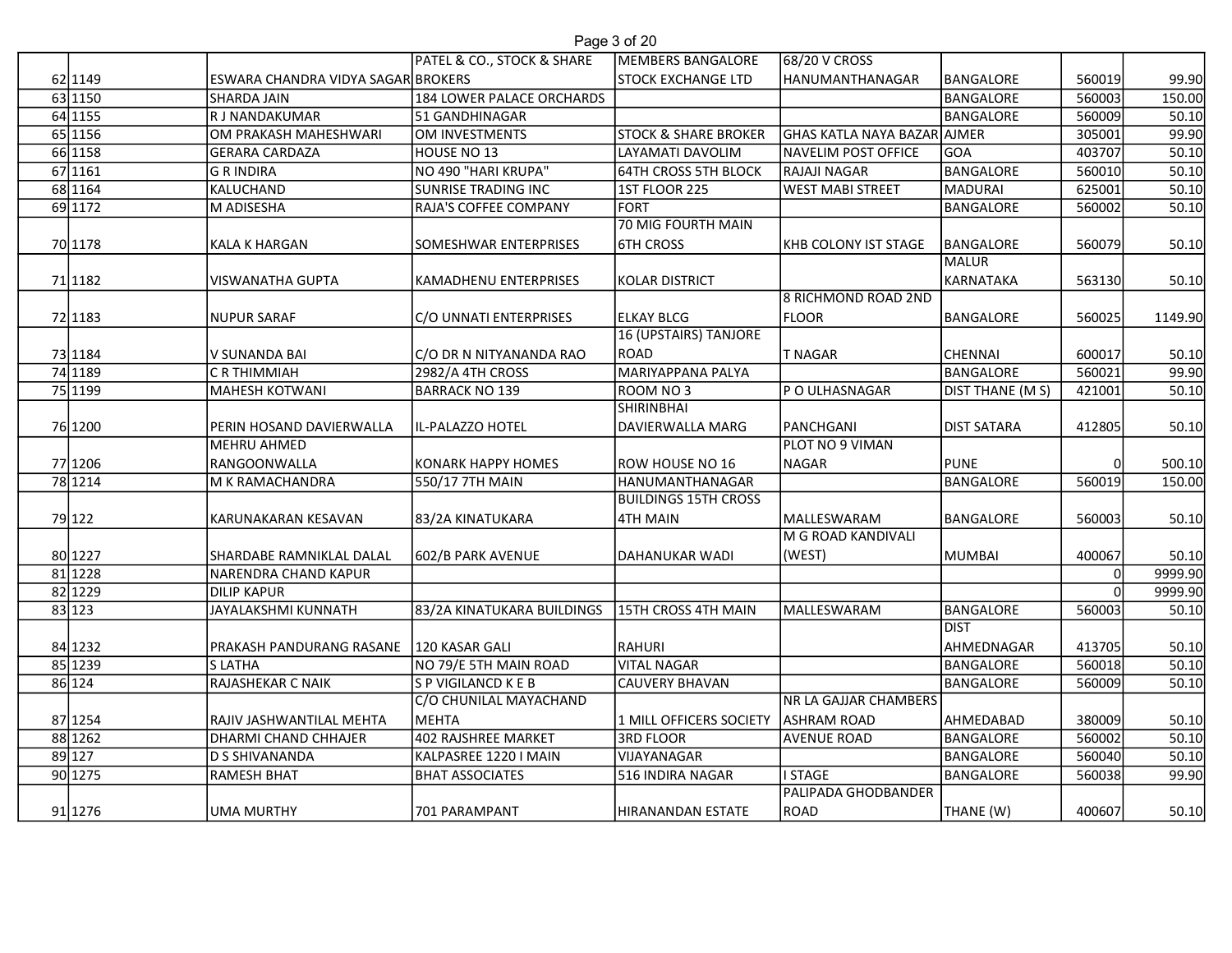|  |  |  |  |  |  |  |  |  |
|---|---|---|---|---|---|---|---|---|
| 62 | 1149 | ESWARA CHANDRA VIDYA SAGAR | PATEL & CO., STOCK & SHARE BROKERS | MEMBERS BANGALORE STOCK EXCHANGE LTD | 68/20 V CROSS HANUMANTHANAGAR | BANGALORE | 560019 | 99.90 |
| 63 | 1150 | SHARDA JAIN | 184 LOWER PALACE ORCHARDS |  |  | BANGALORE | 560003 | 150.00 |
| 64 | 1155 | R J NANDAKUMAR | 51 GANDHINAGAR |  |  | BANGALORE | 560009 | 50.10 |
| 65 | 1156 | OM PRAKASH MAHESHWARI | OM INVESTMENTS | STOCK & SHARE BROKER | GHAS KATLA NAYA BAZAR | AJMER | 305001 | 99.90 |
| 66 | 1158 | GERARA CARDAZA | HOUSE NO 13 | LAYAMATI DAVOLIM | NAVELIM POST OFFICE | GOA | 403707 | 50.10 |
| 67 | 1161 | G R INDIRA | NO 490 "HARI KRUPA" | 64TH CROSS 5TH BLOCK | RAJAJI NAGAR | BANGALORE | 560010 | 50.10 |
| 68 | 1164 | KALUCHAND | SUNRISE TRADING INC | 1ST FLOOR 225 | WEST MABI STREET | MADURAI | 625001 | 50.10 |
| 69 | 1172 | M ADISESHA | RAJA'S COFFEE COMPANY | FORT |  | BANGALORE | 560002 | 50.10 |
| 70 | 1178 | KALA K HARGAN | SOMESHWAR ENTERPRISES | 70 MIG FOURTH MAIN 6TH CROSS | KHB COLONY IST STAGE | BANGALORE | 560079 | 50.10 |
| 71 | 1182 | VISWANATHA GUPTA | KAMADHENU ENTERPRISES | KOLAR DISTRICT |  | MALUR KARNATAKA | 563130 | 50.10 |
| 72 | 1183 | NUPUR SARAF | C/O UNNATI ENTERPRISES | ELKAY BLCG | 8 RICHMOND ROAD 2ND FLOOR | BANGALORE | 560025 | 1149.90 |
| 73 | 1184 | V SUNANDA BAI | C/O DR N NITYANANDA RAO | 16 (UPSTAIRS) TANJORE ROAD | T NAGAR | CHENNAI | 600017 | 50.10 |
| 74 | 1189 | C R THIMMIAH | 2982/A 4TH CROSS | MARIYAPPANA PALYA |  | BANGALORE | 560021 | 99.90 |
| 75 | 1199 | MAHESH KOTWANI | BARRACK NO 139 | ROOM NO 3 | P O ULHASNAGAR | DIST THANE (M S) | 421001 | 50.10 |
| 76 | 1200 | PERIN HOSAND DAVIERWALLA | IL-PALAZZO HOTEL | SHIRINBHAI DAVIERWALLA MARG | PANCHGANI | DIST SATARA | 412805 | 50.10 |
| 77 | 1206 | MEHRU AHMED RANGOONWALLA | KONARK HAPPY HOMES | ROW HOUSE NO 16 | PLOT NO 9 VIMAN NAGAR | PUNE | 0 | 500.10 |
| 78 | 1214 | M K RAMACHANDRA | 550/17 7TH MAIN | HANUMANTHANAGAR |  | BANGALORE | 560019 | 150.00 |
| 79 | 122 | KARUNAKARAN KESAVAN | 83/2A KINATUKARA | BUILDINGS 15TH CROSS 4TH MAIN | MALLESWARAM | BANGALORE | 560003 | 50.10 |
| 80 | 1227 | SHARDABE RAMNIKLAL DALAL | 602/B PARK AVENUE | DAHANUKAR WADI | M G ROAD KANDIVALI (WEST) | MUMBAI | 400067 | 50.10 |
| 81 | 1228 | NARENDRA CHAND KAPUR |  |  |  |  | 0 | 9999.90 |
| 82 | 1229 | DILIP KAPUR |  |  |  |  | 0 | 9999.90 |
| 83 | 123 | JAYALAKSHMI KUNNATH | 83/2A KINATUKARA BUILDINGS | 15TH CROSS 4TH MAIN | MALLESWARAM | BANGALORE | 560003 | 50.10 |
| 84 | 1232 | PRAKASH PANDURANG RASANE | 120 KASAR GALI | RAHURI |  | DIST AHMEDNAGAR | 413705 | 50.10 |
| 85 | 1239 | S LATHA | NO 79/E 5TH MAIN ROAD | VITAL NAGAR |  | BANGALORE | 560018 | 50.10 |
| 86 | 124 | RAJASHEKAR C NAIK | S P VIGILANCD K E B | CAUVERY BHAVAN |  | BANGALORE | 560009 | 50.10 |
| 87 | 1254 | RAJIV JASHWANTILAL MEHTA | C/O CHUNILAL MAYACHAND MEHTA | 1 MILL OFFICERS SOCIETY | NR LA GAJJAR CHAMBERS ASHRAM ROAD | AHMEDABAD | 380009 | 50.10 |
| 88 | 1262 | DHARMI CHAND CHHAJER | 402 RAJSHREE MARKET | 3RD FLOOR | AVENUE ROAD | BANGALORE | 560002 | 50.10 |
| 89 | 127 | D S SHIVANANDA | KALPASREE 1220 I MAIN | VIJAYANAGAR |  | BANGALORE | 560040 | 50.10 |
| 90 | 1275 | RAMESH BHAT | BHAT ASSOCIATES | 516 INDIRA NAGAR | I STAGE | BANGALORE | 560038 | 99.90 |
| 91 | 1276 | UMA MURTHY | 701 PARAMPANT | HIRANANDAN ESTATE | PALIPADA GHODBANDER ROAD | THANE (W) | 400607 | 50.10 |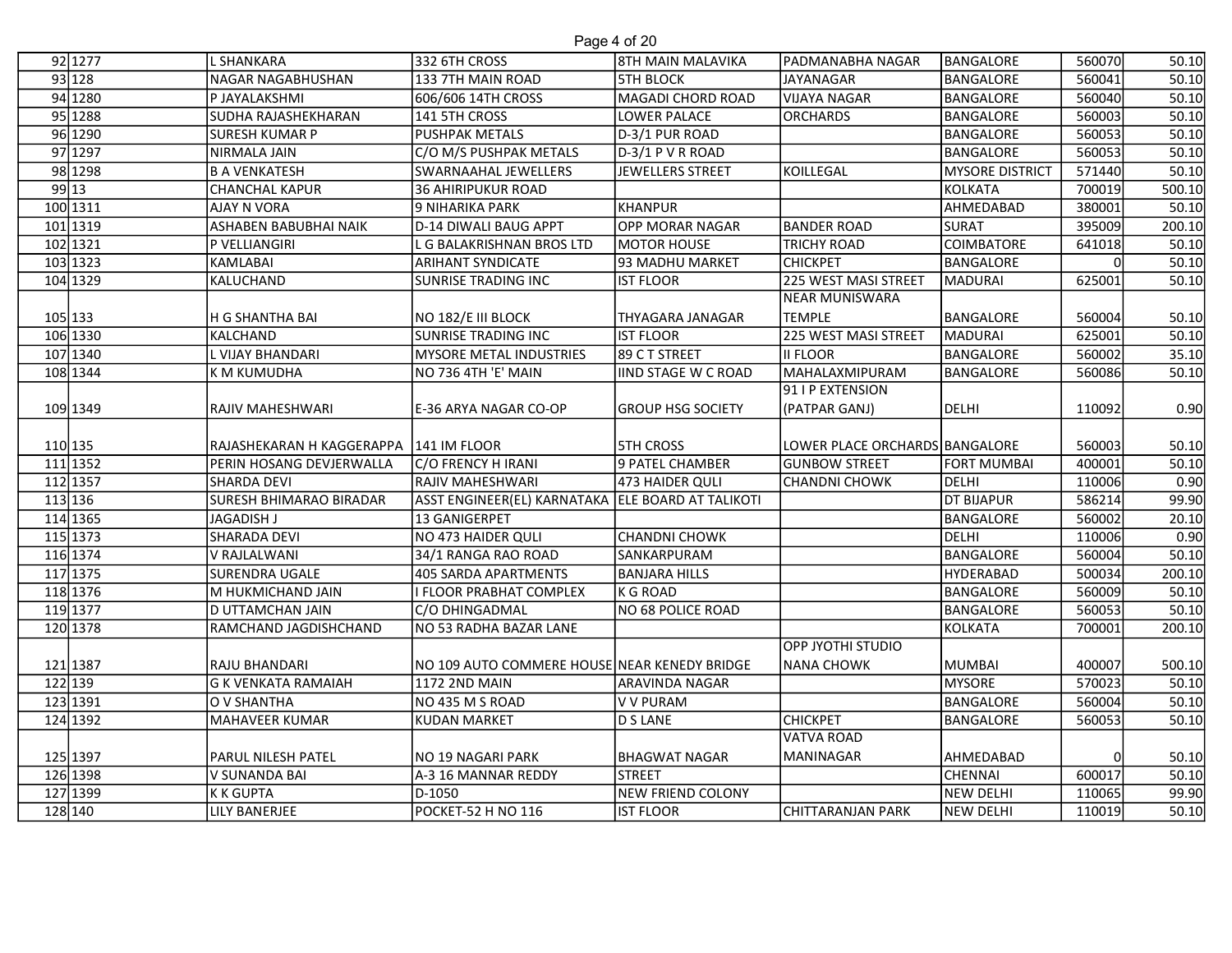| | | | | | | | | |
|---|---|---|---|---|---|---|---|---|
| 92 | 1277 | L SHANKARA | 332 6TH CROSS | 8TH MAIN MALAVIKA | PADMANABHA NAGAR | BANGALORE | 560070 | 50.10 |
| 93 | 128 | NAGAR NAGABHUSHAN | 133 7TH MAIN ROAD | 5TH BLOCK | JAYANAGAR | BANGALORE | 560041 | 50.10 |
| 94 | 1280 | P JAYALAKSHMI | 606/606 14TH CROSS | MAGADI CHORD ROAD | VIJAYA NAGAR | BANGALORE | 560040 | 50.10 |
| 95 | 1288 | SUDHA RAJASHEKHARAN | 141 5TH CROSS | LOWER PALACE | ORCHARDS | BANGALORE | 560003 | 50.10 |
| 96 | 1290 | SURESH KUMAR P | PUSHPAK METALS | D-3/1 PUR ROAD | | BANGALORE | 560053 | 50.10 |
| 97 | 1297 | NIRMALA JAIN | C/O M/S PUSHPAK METALS | D-3/1 P V R ROAD | | BANGALORE | 560053 | 50.10 |
| 98 | 1298 | B A VENKATESH | SWARNAAHAL JEWELLERS | JEWELLERS STREET | KOILLEGAL | MYSORE DISTRICT | 571440 | 50.10 |
| 99 | 13 | CHANCHAL KAPUR | 36 AHIRIPUKUR ROAD | | | KOLKATA | 700019 | 500.10 |
| 100 | 1311 | AJAY N VORA | 9 NIHARIKA PARK | KHANPUR | | AHMEDABAD | 380001 | 50.10 |
| 101 | 1319 | ASHABEN BABUBHAI NAIK | D-14 DIWALI BAUG APPT | OPP MORAR NAGAR | BANDER ROAD | SURAT | 395009 | 200.10 |
| 102 | 1321 | P VELLIANGIRI | L G BALAKRISHNAN BROS LTD | MOTOR HOUSE | TRICHY ROAD | COIMBATORE | 641018 | 50.10 |
| 103 | 1323 | KAMLABAI | ARIHANT SYNDICATE | 93 MADHU MARKET | CHICKPET | BANGALORE | 0 | 50.10 |
| 104 | 1329 | KALUCHAND | SUNRISE TRADING INC | IST FLOOR | 225 WEST MASI STREET | MADURAI | 625001 | 50.10 |
| 105 | 133 | H G SHANTHA BAI | NO 182/E III BLOCK | THYAGARA JANAGAR | NEAR MUNISWARA TEMPLE | BANGALORE | 560004 | 50.10 |
| 106 | 1330 | KALCHAND | SUNRISE TRADING INC | IST FLOOR | 225 WEST MASI STREET | MADURAI | 625001 | 50.10 |
| 107 | 1340 | L VIJAY BHANDARI | MYSORE METAL INDUSTRIES | 89 C T STREET | II FLOOR | BANGALORE | 560002 | 35.10 |
| 108 | 1344 | K M KUMUDHA | NO 736 4TH 'E' MAIN | IIND STAGE W C ROAD | MAHALAXMIPURAM | BANGALORE | 560086 | 50.10 |
| 109 | 1349 | RAJIV MAHESHWARI | E-36 ARYA NAGAR CO-OP | GROUP HSG SOCIETY | 91 I P EXTENSION (PATPAR GANJ) | DELHI | 110092 | 0.90 |
| 110 | 135 | RAJASHEKARAN H KAGGERAPPA | 141 IM FLOOR | 5TH CROSS | LOWER PLACE ORCHARDS | BANGALORE | 560003 | 50.10 |
| 111 | 1352 | PERIN HOSANG DEVJERWALLA | C/O FRENCY H IRANI | 9 PATEL CHAMBER | GUNBOW STREET | FORT MUMBAI | 400001 | 50.10 |
| 112 | 1357 | SHARDA DEVI | RAJIV MAHESHWARI | 473 HAIDER QULI | CHANDNI CHOWK | DELHI | 110006 | 0.90 |
| 113 | 136 | SURESH BHIMARAO BIRADAR | ASST ENGINEER(EL) KARNATAKA | ELE BOARD AT TALIKOTI | | DT BIJAPUR | 586214 | 99.90 |
| 114 | 1365 | JAGADISH J | 13 GANIGERPET | | | BANGALORE | 560002 | 20.10 |
| 115 | 1373 | SHARADA DEVI | NO 473 HAIDER QULI | CHANDNI CHOWK | | DELHI | 110006 | 0.90 |
| 116 | 1374 | V RAJLALWANI | 34/1 RANGA RAO ROAD | SANKARPURAM | | BANGALORE | 560004 | 50.10 |
| 117 | 1375 | SURENDRA UGALE | 405 SARDA APARTMENTS | BANJARA HILLS | | HYDERABAD | 500034 | 200.10 |
| 118 | 1376 | M HUKMICHAND JAIN | I FLOOR PRABHAT COMPLEX | K G ROAD | | BANGALORE | 560009 | 50.10 |
| 119 | 1377 | D UTTAMCHAN JAIN | C/O DHINGADMAL | NO 68 POLICE ROAD | | BANGALORE | 560053 | 50.10 |
| 120 | 1378 | RAMCHAND JAGDISHCHAND | NO 53 RADHA BAZAR LANE | | | KOLKATA | 700001 | 200.10 |
| 121 | 1387 | RAJU BHANDARI | NO 109 AUTO COMMERE HOUSE | NEAR KENEDY BRIDGE | OPP JYOTHI STUDIO NANA CHOWK | MUMBAI | 400007 | 500.10 |
| 122 | 139 | G K VENKATA RAMAIAH | 1172 2ND MAIN | ARAVINDA NAGAR | | MYSORE | 570023 | 50.10 |
| 123 | 1391 | O V SHANTHA | NO 435 M S ROAD | V V PURAM | | BANGALORE | 560004 | 50.10 |
| 124 | 1392 | MAHAVEER KUMAR | KUDAN MARKET | D S LANE | CHICKPET | BANGALORE | 560053 | 50.10 |
| 125 | 1397 | PARUL NILESH PATEL | NO 19 NAGARI PARK | BHAGWAT NAGAR | VATVA ROAD MANINAGAR | AHMEDABAD | 0 | 50.10 |
| 126 | 1398 | V SUNANDA BAI | A-3 16 MANNAR REDDY | STREET | | CHENNAI | 600017 | 50.10 |
| 127 | 1399 | K K GUPTA | D-1050 | NEW FRIEND COLONY | | NEW DELHI | 110065 | 99.90 |
| 128 | 140 | LILY BANERJEE | POCKET-52 H NO 116 | IST FLOOR | CHITTARANJAN PARK | NEW DELHI | 110019 | 50.10 |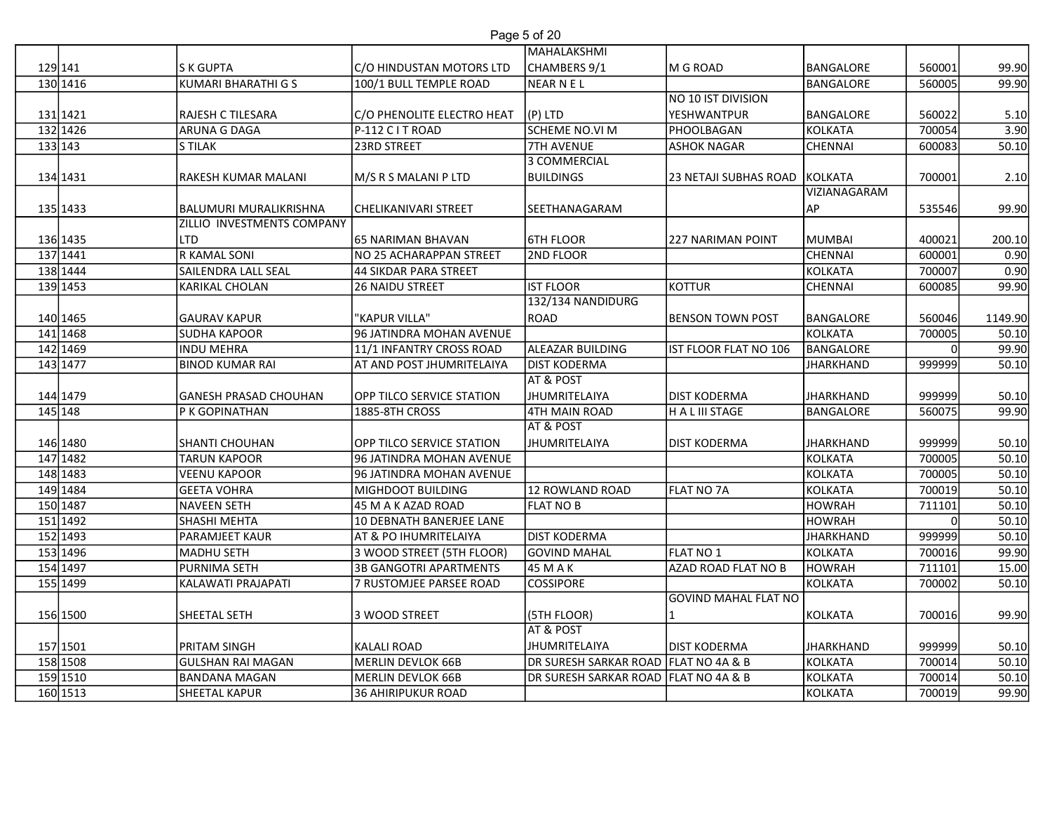| | | | | | | | | |
|---|---|---|---|---|---|---|---|---|
| 129 | 141 | S K GUPTA | C/O HINDUSTAN MOTORS LTD | MAHALAKSHMI CHAMBERS 9/1 | M G ROAD | BANGALORE | 560001 | 99.90 |
| 130 | 1416 | KUMARI BHARATHI G S | 100/1 BULL TEMPLE ROAD | NEAR N E L | | BANGALORE | 560005 | 99.90 |
| 131 | 1421 | RAJESH C TILESARA | C/O PHENOLITE ELECTRO HEAT | (P) LTD | NO 10 IST DIVISION YESHWANTPUR | BANGALORE | 560022 | 5.10 |
| 132 | 1426 | ARUNA G DAGA | P-112 C I T ROAD | SCHEME NO.VI M | PHOOLBAGAN | KOLKATA | 700054 | 3.90 |
| 133 | 143 | S TILAK | 23RD STREET | 7TH AVENUE | ASHOK NAGAR | CHENNAI | 600083 | 50.10 |
| 134 | 1431 | RAKESH KUMAR MALANI | M/S R S MALANI P LTD | 3 COMMERCIAL BUILDINGS | 23 NETAJI SUBHAS ROAD | KOLKATA | 700001 | 2.10 |
| 135 | 1433 | BALUMURI MURALIKRISHNA | CHELIKANIVARI STREET | SEETHANAGARAM | | VIZIANAGARAM AP | 535546 | 99.90 |
| 136 | 1435 | ZILLIO INVESTMENTS COMPANY LTD | 65 NARIMAN BHAVAN | 6TH FLOOR | 227 NARIMAN POINT | MUMBAI | 400021 | 200.10 |
| 137 | 1441 | R KAMAL SONI | NO 25 ACHARAPPAN STREET | 2ND FLOOR | | CHENNAI | 600001 | 0.90 |
| 138 | 1444 | SAILENDRA LALL SEAL | 44 SIKDAR PARA STREET | | | KOLKATA | 700007 | 0.90 |
| 139 | 1453 | KARIKAL CHOLAN | 26 NAIDU STREET | IST FLOOR | KOTTUR | CHENNAI | 600085 | 99.90 |
| 140 | 1465 | GAURAV KAPUR | "KAPUR VILLA" | 132/134 NANDIDURG ROAD | BENSON TOWN POST | BANGALORE | 560046 | 1149.90 |
| 141 | 1468 | SUDHA KAPOOR | 96 JATINDRA MOHAN AVENUE | | | KOLKATA | 700005 | 50.10 |
| 142 | 1469 | INDU MEHRA | 11/1 INFANTRY CROSS ROAD | ALEAZAR BUILDING | IST FLOOR FLAT NO 106 | BANGALORE | 0 | 99.90 |
| 143 | 1477 | BINOD KUMAR RAI | AT AND POST JHUMRITELAIYA | DIST KODERMA | | JHARKHAND | 999999 | 50.10 |
| 144 | 1479 | GANESH PRASAD CHOUHAN | OPP TILCO SERVICE STATION | AT & POST JHUMRITELAIYA | DIST KODERMA | JHARKHAND | 999999 | 50.10 |
| 145 | 148 | P K GOPINATHAN | 1885-8TH CROSS | 4TH MAIN ROAD | H A L III STAGE | BANGALORE | 560075 | 99.90 |
| 146 | 1480 | SHANTI CHOUHAN | OPP TILCO SERVICE STATION | AT & POST JHUMRITELAIYA | DIST KODERMA | JHARKHAND | 999999 | 50.10 |
| 147 | 1482 | TARUN KAPOOR | 96 JATINDRA MOHAN AVENUE | | | KOLKATA | 700005 | 50.10 |
| 148 | 1483 | VEENU KAPOOR | 96 JATINDRA MOHAN AVENUE | | | KOLKATA | 700005 | 50.10 |
| 149 | 1484 | GEETA VOHRA | MIGHDOOT BUILDING | 12 ROWLAND ROAD | FLAT NO 7A | KOLKATA | 700019 | 50.10 |
| 150 | 1487 | NAVEEN SETH | 45 M A K AZAD ROAD | FLAT NO B | | HOWRAH | 711101 | 50.10 |
| 151 | 1492 | SHASHI MEHTA | 10 DEBNATH BANERJEE LANE | | | HOWRAH | 0 | 50.10 |
| 152 | 1493 | PARAMJEET KAUR | AT & PO IHUMRITELAIYA | DIST KODERMA | | JHARKHAND | 999999 | 50.10 |
| 153 | 1496 | MADHU SETH | 3 WOOD STREET (5TH FLOOR) | GOVIND MAHAL | FLAT NO 1 | KOLKATA | 700016 | 99.90 |
| 154 | 1497 | PURNIMA SETH | 3B GANGOTRI APARTMENTS | 45 M A K | AZAD ROAD FLAT NO B | HOWRAH | 711101 | 15.00 |
| 155 | 1499 | KALAWATI PRAJAPATI | 7 RUSTOMJEE PARSEE ROAD | COSSIPORE | | KOLKATA | 700002 | 50.10 |
| 156 | 1500 | SHEETAL SETH | 3 WOOD STREET | (5TH FLOOR) | GOVIND MAHAL FLAT NO 1 | KOLKATA | 700016 | 99.90 |
| 157 | 1501 | PRITAM SINGH | KALALI ROAD | AT & POST JHUMRITELAIYA | DIST KODERMA | JHARKHAND | 999999 | 50.10 |
| 158 | 1508 | GULSHAN RAI MAGAN | MERLIN DEVLOK 66B | DR SURESH SARKAR ROAD | FLAT NO 4A & B | KOLKATA | 700014 | 50.10 |
| 159 | 1510 | BANDANA MAGAN | MERLIN DEVLOK 66B | DR SURESH SARKAR ROAD | FLAT NO 4A & B | KOLKATA | 700014 | 50.10 |
| 160 | 1513 | SHEETAL KAPUR | 36 AHIRIPUKUR ROAD | | | KOLKATA | 700019 | 99.90 |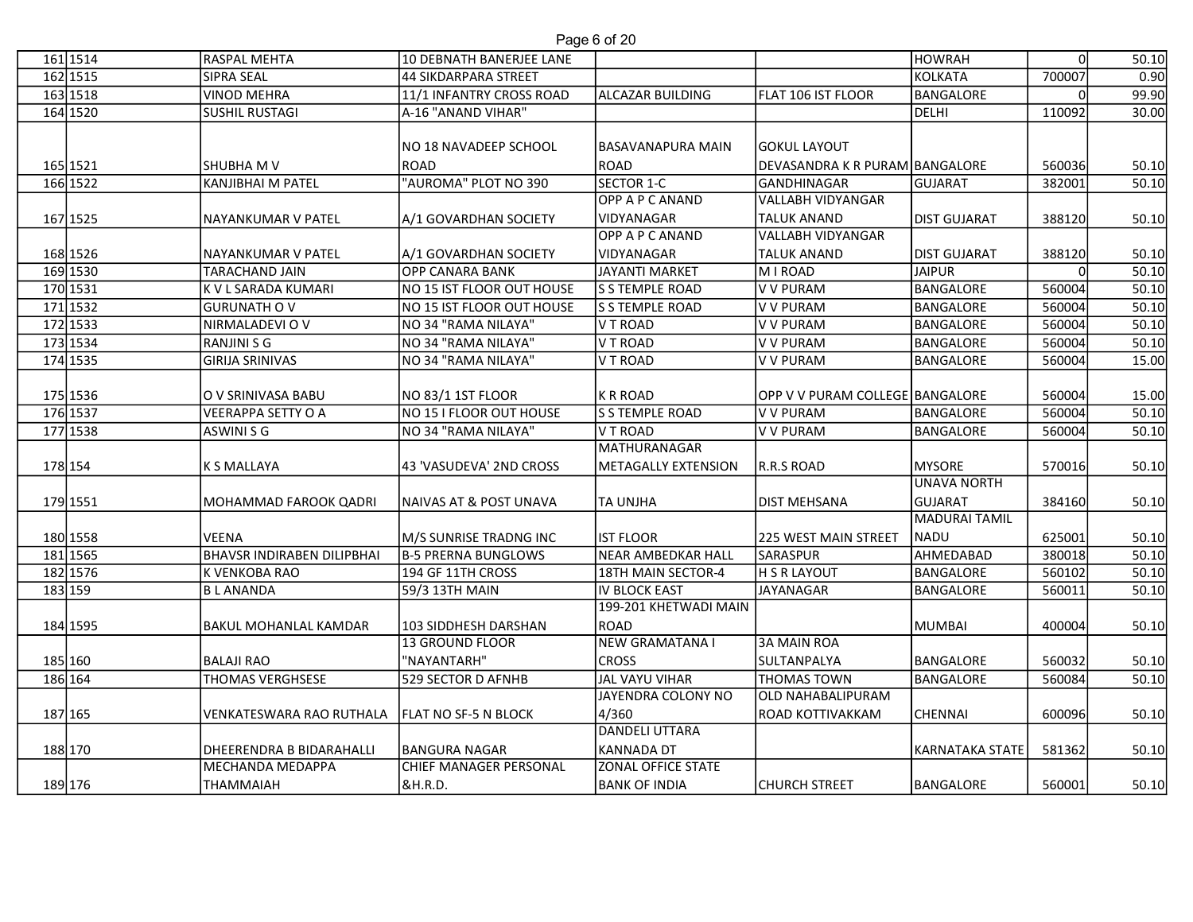| | | | | | | | | |
|---|---|---|---|---|---|---|---|---|
| 161 | 1514 | RASPAL MEHTA | 10 DEBNATH BANERJEE LANE | | | HOWRAH | 0 | 50.10 |
| 162 | 1515 | SIPRA SEAL | 44 SIKDARPARA STREET | | | KOLKATA | 700007 | 0.90 |
| 163 | 1518 | VINOD MEHRA | 11/1 INFANTRY CROSS ROAD | ALCAZAR BUILDING | FLAT 106 IST FLOOR | BANGALORE | 0 | 99.90 |
| 164 | 1520 | SUSHIL RUSTAGI | A-16 "ANAND VIHAR" | | | DELHI | 110092 | 30.00 |
| 165 | 1521 | SHUBHA M V | NO 18 NAVADEEP SCHOOL ROAD | BASAVANAPURA MAIN ROAD | GOKUL LAYOUT DEVASANDRA K R PURAM | BANGALORE | 560036 | 50.10 |
| 166 | 1522 | KANJIBHAI M PATEL | "AUROMA" PLOT NO 390 | SECTOR 1-C | GANDHINAGAR | GUJARAT | 382001 | 50.10 |
| 167 | 1525 | NAYANKUMAR V PATEL | A/1 GOVARDHAN SOCIETY | OPP A P C ANAND VIDYANAGAR | VALLABH VIDYANGAR TALUK ANAND | DIST GUJARAT | 388120 | 50.10 |
| 168 | 1526 | NAYANKUMAR V PATEL | A/1 GOVARDHAN SOCIETY | OPP A P C ANAND VIDYANAGAR | VALLABH VIDYANGAR TALUK ANAND | DIST GUJARAT | 388120 | 50.10 |
| 169 | 1530 | TARACHAND JAIN | OPP CANARA BANK | JAYANTI MARKET | M I ROAD | JAIPUR | 0 | 50.10 |
| 170 | 1531 | K V L SARADA KUMARI | NO 15 IST FLOOR OUT HOUSE | S S TEMPLE ROAD | V V PURAM | BANGALORE | 560004 | 50.10 |
| 171 | 1532 | GURUNATH O V | NO 15 IST FLOOR OUT HOUSE | S S TEMPLE ROAD | V V PURAM | BANGALORE | 560004 | 50.10 |
| 172 | 1533 | NIRMALADEVI O V | NO 34 "RAMA NILAYA" | V T ROAD | V V PURAM | BANGALORE | 560004 | 50.10 |
| 173 | 1534 | RANJINI S G | NO 34 "RAMA NILAYA" | V T ROAD | V V PURAM | BANGALORE | 560004 | 50.10 |
| 174 | 1535 | GIRIJA SRINIVAS | NO 34 "RAMA NILAYA" | V T ROAD | V V PURAM | BANGALORE | 560004 | 15.00 |
| 175 | 1536 | O V SRINIVASA BABU | NO 83/1 1ST FLOOR | K R ROAD | OPP V V PURAM COLLEGE | BANGALORE | 560004 | 15.00 |
| 176 | 1537 | VEERAPPA SETTY O A | NO 15 I FLOOR OUT HOUSE | S S TEMPLE ROAD | V V PURAM | BANGALORE | 560004 | 50.10 |
| 177 | 1538 | ASWINI S G | NO 34 "RAMA NILAYA" | V T ROAD | V V PURAM | BANGALORE | 560004 | 50.10 |
| 178 | 154 | K S MALLAYA | 43 'VASUDEVA' 2ND CROSS | MATHURANAGAR METAGALLY EXTENSION | R.R.S ROAD | MYSORE | 570016 | 50.10 |
| 179 | 1551 | MOHAMMAD FAROOK QADRI | NAIVAS AT & POST UNAVA | TA UNJHA | DIST MEHSANA | UNAVA NORTH GUJARAT | 384160 | 50.10 |
| 180 | 1558 | VEENA | M/S SUNRISE TRADNG INC | IST FLOOR | 225 WEST MAIN STREET | MADURAI TAMIL NADU | 625001 | 50.10 |
| 181 | 1565 | BHAVSR INDIRABEN DILIPBHAI | B-5 PRERNA BUNGLOWS | NEAR AMBEDKAR HALL | SARASPUR | AHMEDABAD | 380018 | 50.10 |
| 182 | 1576 | K VENKOBA RAO | 194 GF 11TH CROSS | 18TH MAIN SECTOR-4 | H S R LAYOUT | BANGALORE | 560102 | 50.10 |
| 183 | 159 | B L ANANDA | 59/3 13TH MAIN | IV BLOCK EAST | JAYANAGAR | BANGALORE | 560011 | 50.10 |
| 184 | 1595 | BAKUL MOHANLAL KAMDAR | 103 SIDDHESH DARSHAN | 199-201 KHETWADI MAIN ROAD | | MUMBAI | 400004 | 50.10 |
| 185 | 160 | BALAJI RAO | 13 GROUND FLOOR "NAYANTARH" | NEW GRAMATANA I CROSS | 3A MAIN ROA SULTANPALYA | BANGALORE | 560032 | 50.10 |
| 186 | 164 | THOMAS VERGHSESE | 529 SECTOR D AFNHB | JAL VAYU VIHAR | THOMAS TOWN | BANGALORE | 560084 | 50.10 |
| 187 | 165 | VENKATESWARA RAO RUTHALA | FLAT NO SF-5 N BLOCK | JAYENDRA COLONY NO 4/360 | OLD NAHABALIPURAM ROAD KOTTIVAKKAM | CHENNAI | 600096 | 50.10 |
| 188 | 170 | DHEERENDRA B BIDARAHALLI | BANGURA NAGAR | DANDELI UTTARA KANNADA DT | | KARNATAKA STATE | 581362 | 50.10 |
| 189 | 176 | MECHANDA MEDAPPA THAMMAIAH | CHIEF MANAGER PERSONAL &H.R.D. | ZONAL OFFICE STATE BANK OF INDIA | CHURCH STREET | BANGALORE | 560001 | 50.10 |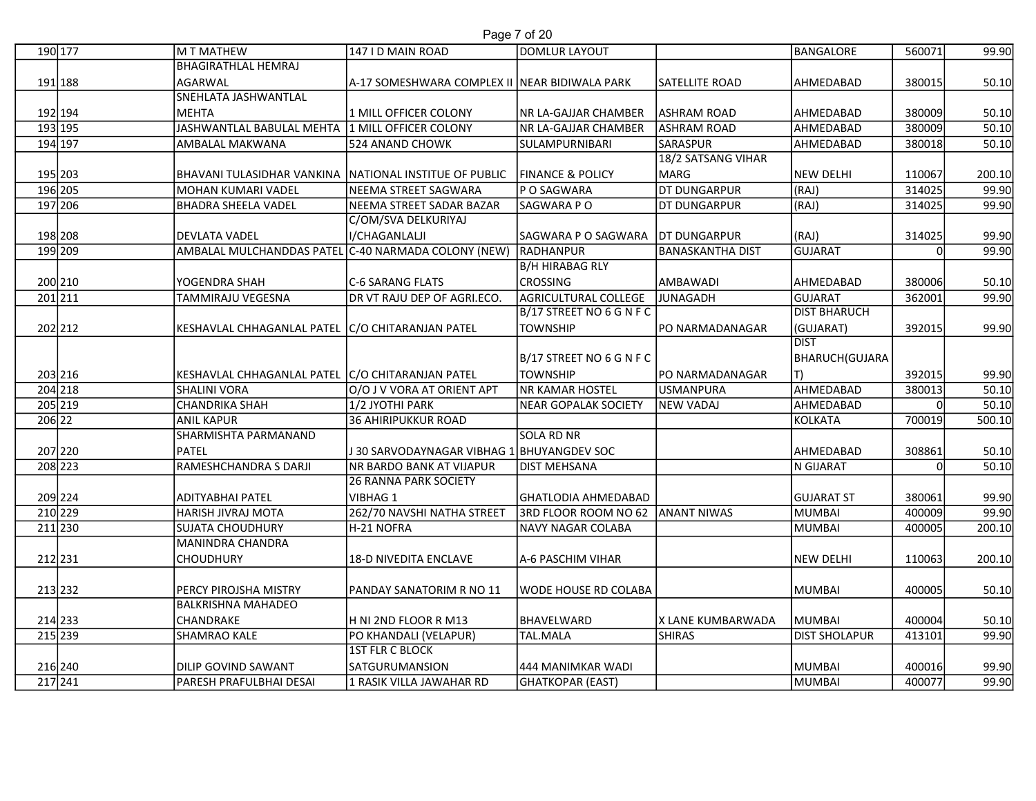| | | | | | | | | |
|---|---|---|---|---|---|---|---|---|
| 190 | 177 | M T MATHEW | 147 I D MAIN ROAD | DOMLUR LAYOUT | | BANGALORE | 560071 | 99.90 |
| 191 | 188 | BHAGIRATHLAL HEMRAJ AGARWAL | A-17 SOMESHWARA COMPLEX II | NEAR BIDIWALA PARK | SATELLITE ROAD | AHMEDABAD | 380015 | 50.10 |
| 192 | 194 | SNEHLATA JASHWANTLAL MEHTA | 1 MILL OFFICER COLONY | NR LA-GAJJAR CHAMBER | ASHRAM ROAD | AHMEDABAD | 380009 | 50.10 |
| 193 | 195 | JASHWANTLAL BABULAL MEHTA | 1 MILL OFFICER COLONY | NR LA-GAJJAR CHAMBER | ASHRAM ROAD | AHMEDABAD | 380009 | 50.10 |
| 194 | 197 | AMBALAL MAKWANA | 524 ANAND CHOWK | SULAMPURNIBARI | SARASPUR | AHMEDABAD | 380018 | 50.10 |
| 195 | 203 | BHAVANI TULASIDHAR VANKINA | NATIONAL INSTITUE OF PUBLIC | FINANCE & POLICY | 18/2 SATSANG VIHAR MARG | NEW DELHI | 110067 | 200.10 |
| 196 | 205 | MOHAN KUMARI VADEL | NEEMA STREET SAGWARA | P O SAGWARA | DT DUNGARPUR | (RAJ) | 314025 | 99.90 |
| 197 | 206 | BHADRA SHEELA VADEL | NEEMA STREET SADAR BAZAR | SAGWARA P O | DT DUNGARPUR | (RAJ) | 314025 | 99.90 |
| 198 | 208 | DEVLATA VADEL | C/OM/SVA DELKURIYAJ I/CHAGANLALJI | SAGWARA P O SAGWARA | DT DUNGARPUR | (RAJ) | 314025 | 99.90 |
| 199 | 209 | AMBALAL MULCHANDDAS PATEL | C-40 NARMADA COLONY (NEW) | RADHANPUR | BANASKANTHA DIST | GUJARAT | 0 | 99.90 |
| 200 | 210 | YOGENDRA SHAH | C-6 SARANG FLATS | B/H HIRABAG RLY CROSSING | AMBAWADI | AHMEDABAD | 380006 | 50.10 |
| 201 | 211 | TAMMIRAJU VEGESNA | DR VT RAJU DEP OF AGRI.ECO. | AGRICULTURAL COLLEGE | JUNAGADH | GUJARAT | 362001 | 99.90 |
| 202 | 212 | KESHAVLAL CHHAGANLAL PATEL | C/O CHITARANJAN PATEL | B/17 STREET NO 6 G N F C TOWNSHIP | PO NARMADANAGAR | DIST BHARUCH (GUJARAT) | 392015 | 99.90 |
| 203 | 216 | KESHAVLAL CHHAGANLAL PATEL | C/O CHITARANJAN PATEL | B/17 STREET NO 6 G N F C TOWNSHIP | PO NARMADANAGAR | DIST BHARUCH(GUJARAT) | 392015 | 99.90 |
| 204 | 218 | SHALINI VORA | O/O J V VORA AT ORIENT APT | NR KAMAR HOSTEL | USMANPURA | AHMEDABAD | 380013 | 50.10 |
| 205 | 219 | CHANDRIKA SHAH | 1/2 JYOTHI PARK | NEAR GOPALAK SOCIETY | NEW VADAJ | AHMEDABAD | 0 | 50.10 |
| 206 | 22 | ANIL KAPUR | 36 AHIRIPUKKUR ROAD | | | KOLKATA | 700019 | 500.10 |
| 207 | 220 | SHARMISHTA PARMANAND PATEL | J 30 SARVODAYNAGAR VIBHAG 1 | SOLA RD NR BHUYANGDEV SOC | | AHMEDABAD | 308861 | 50.10 |
| 208 | 223 | RAMESHCHANDRA S DARJI | NR BARDO BANK AT VIJAPUR | DIST MEHSANA | | N GIJARAT | 0 | 50.10 |
| 209 | 224 | ADITYABHAI PATEL | 26 RANNA PARK SOCIETY VIBHAG 1 | GHATLODIA AHMEDABAD | | GUJARAT ST | 380061 | 99.90 |
| 210 | 229 | HARISH JIVRAJ MOTA | 262/70 NAVSHI NATHA STREET | 3RD FLOOR ROOM NO 62 | ANANT NIWAS | MUMBAI | 400009 | 99.90 |
| 211 | 230 | SUJATA CHOUDHURY | H-21 NOFRA | NAVY NAGAR COLABA | | MUMBAI | 400005 | 200.10 |
| 212 | 231 | MANINDRA CHANDRA CHOUDHURY | 18-D NIVEDITA ENCLAVE | A-6 PASCHIM VIHAR | | NEW DELHI | 110063 | 200.10 |
| 213 | 232 | PERCY PIROJSHA MISTRY | PANDAY SANATORIM R NO 11 | WODE HOUSE RD COLABA | | MUMBAI | 400005 | 50.10 |
| 214 | 233 | BALKRISHNA MAHADEO CHANDRAKE | H NI 2ND FLOOR R M13 | BHAVELWARD | X LANE KUMBARWADA | MUMBAI | 400004 | 50.10 |
| 215 | 239 | SHAMRAO KALE | PO KHANDALI (VELAPUR) | TAL.MALA | SHIRAS | DIST SHOLAPUR | 413101 | 99.90 |
| 216 | 240 | DILIP GOVIND SAWANT | 1ST FLR C BLOCK SATGURUMANSION | 444 MANIMKAR WADI | | MUMBAI | 400016 | 99.90 |
| 217 | 241 | PARESH PRAFULBHAI DESAI | 1 RASIK VILLA JAWAHAR RD | GHATKOPAR (EAST) | | MUMBAI | 400077 | 99.90 |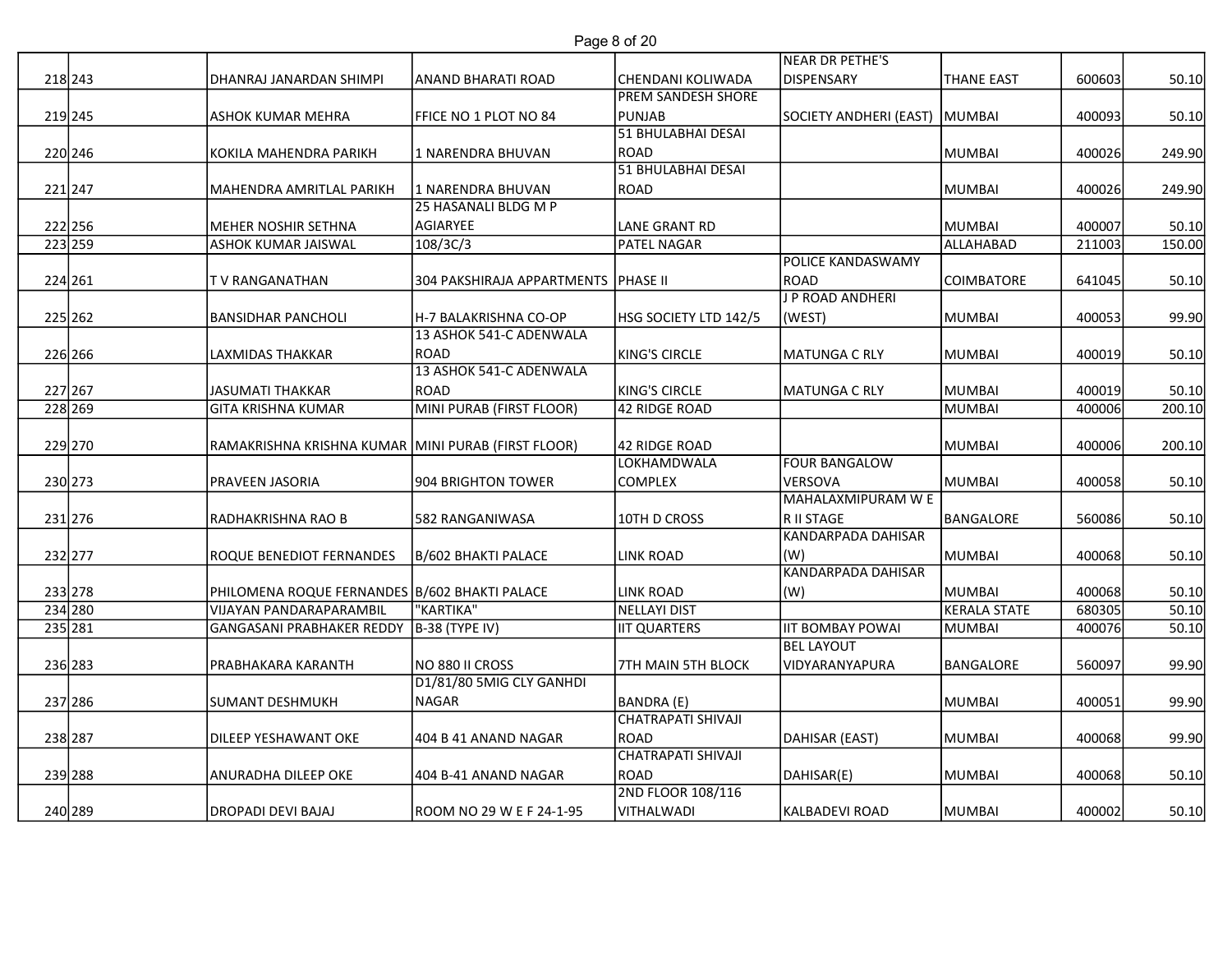| | | | | | | | | |
|---|---|---|---|---|---|---|---|---|
| 218 | 243 | DHANRAJ JANARDAN SHIMPI | ANAND BHARATI ROAD | CHENDANI KOLIWADA | NEAR DR PETHE'S DISPENSARY | THANE EAST | 600603 | 50.10 |
| 219 | 245 | ASHOK KUMAR MEHRA | FFICE NO 1 PLOT NO 84 | PREM SANDESH SHORE PUNJAB | SOCIETY ANDHERI (EAST) | MUMBAI | 400093 | 50.10 |
| 220 | 246 | KOKILA MAHENDRA PARIKH | 1 NARENDRA BHUVAN | 51 BHULABHAI DESAI ROAD | | MUMBAI | 400026 | 249.90 |
| 221 | 247 | MAHENDRA AMRITLAL PARIKH | 1 NARENDRA BHUVAN | 51 BHULABHAI DESAI ROAD | | MUMBAI | 400026 | 249.90 |
| 222 | 256 | MEHER NOSHIR SETHNA | 25 HASANALI BLDG M P AGIARYEE | LANE GRANT RD | | MUMBAI | 400007 | 50.10 |
| 223 | 259 | ASHOK KUMAR JAISWAL | 108/3C/3 | PATEL NAGAR | | ALLAHABAD | 211003 | 150.00 |
| 224 | 261 | T V RANGANATHAN | 304 PAKSHIRAJA APPARTMENTS | PHASE II | POLICE KANDASWAMY ROAD | COIMBATORE | 641045 | 50.10 |
| 225 | 262 | BANSIDHAR PANCHOLI | H-7 BALAKRISHNA CO-OP | HSG SOCIETY LTD 142/5 | J P ROAD ANDHERI (WEST) | MUMBAI | 400053 | 99.90 |
| 226 | 266 | LAXMIDAS THAKKAR | 13 ASHOK 541-C ADENWALA ROAD | KING'S CIRCLE | MATUNGA C RLY | MUMBAI | 400019 | 50.10 |
| 227 | 267 | JASUMATI THAKKAR | 13 ASHOK 541-C ADENWALA ROAD | KING'S CIRCLE | MATUNGA C RLY | MUMBAI | 400019 | 50.10 |
| 228 | 269 | GITA KRISHNA KUMAR | MINI PURAB (FIRST FLOOR) | 42 RIDGE ROAD | | MUMBAI | 400006 | 200.10 |
| 229 | 270 | RAMAKRISHNA KRISHNA KUMAR | MINI PURAB (FIRST FLOOR) | 42 RIDGE ROAD | | MUMBAI | 400006 | 200.10 |
| 230 | 273 | PRAVEEN JASORIA | 904 BRIGHTON TOWER | LOKHAMDWALA COMPLEX | FOUR BANGALOW VERSOVA | MUMBAI | 400058 | 50.10 |
| 231 | 276 | RADHAKRISHNA RAO B | 582 RANGANIWASA | 10TH D CROSS | MAHALAXMIPURAM W E R II STAGE | BANGALORE | 560086 | 50.10 |
| 232 | 277 | ROQUE BENEDIOT FERNANDES | B/602 BHAKTI PALACE | LINK ROAD | KANDARPADA DAHISAR (W) | MUMBAI | 400068 | 50.10 |
| 233 | 278 | PHILOMENA ROQUE FERNANDES | B/602 BHAKTI PALACE | LINK ROAD | KANDARPADA DAHISAR (W) | MUMBAI | 400068 | 50.10 |
| 234 | 280 | VIJAYAN PANDARAPARAMBIL | "KARTIKA" | NELLAYI DIST | | KERALA STATE | 680305 | 50.10 |
| 235 | 281 | GANGASANI PRABHAKER REDDY | B-38 (TYPE IV) | IIT QUARTERS | IIT BOMBAY POWAI | MUMBAI | 400076 | 50.10 |
| 236 | 283 | PRABHAKARA KARANTH | NO 880 II CROSS | 7TH MAIN 5TH BLOCK | BEL LAYOUT VIDYARANYAPURA | BANGALORE | 560097 | 99.90 |
| 237 | 286 | SUMANT DESHMUKH | D1/81/80 5MIG CLY GANHDI NAGAR | BANDRA (E) | | MUMBAI | 400051 | 99.90 |
| 238 | 287 | DILEEP YESHAWANT OKE | 404 B 41 ANAND NAGAR | CHATRAPATI SHIVAJI ROAD | DAHISAR (EAST) | MUMBAI | 400068 | 99.90 |
| 239 | 288 | ANURADHA DILEEP OKE | 404 B-41 ANAND NAGAR | CHATRAPATI SHIVAJI ROAD | DAHISAR(E) | MUMBAI | 400068 | 50.10 |
| 240 | 289 | DROPADI DEVI BAJAJ | ROOM NO 29 W E F 24-1-95 | 2ND FLOOR 108/116 VITHALWADI | KALBADEVI ROAD | MUMBAI | 400002 | 50.10 |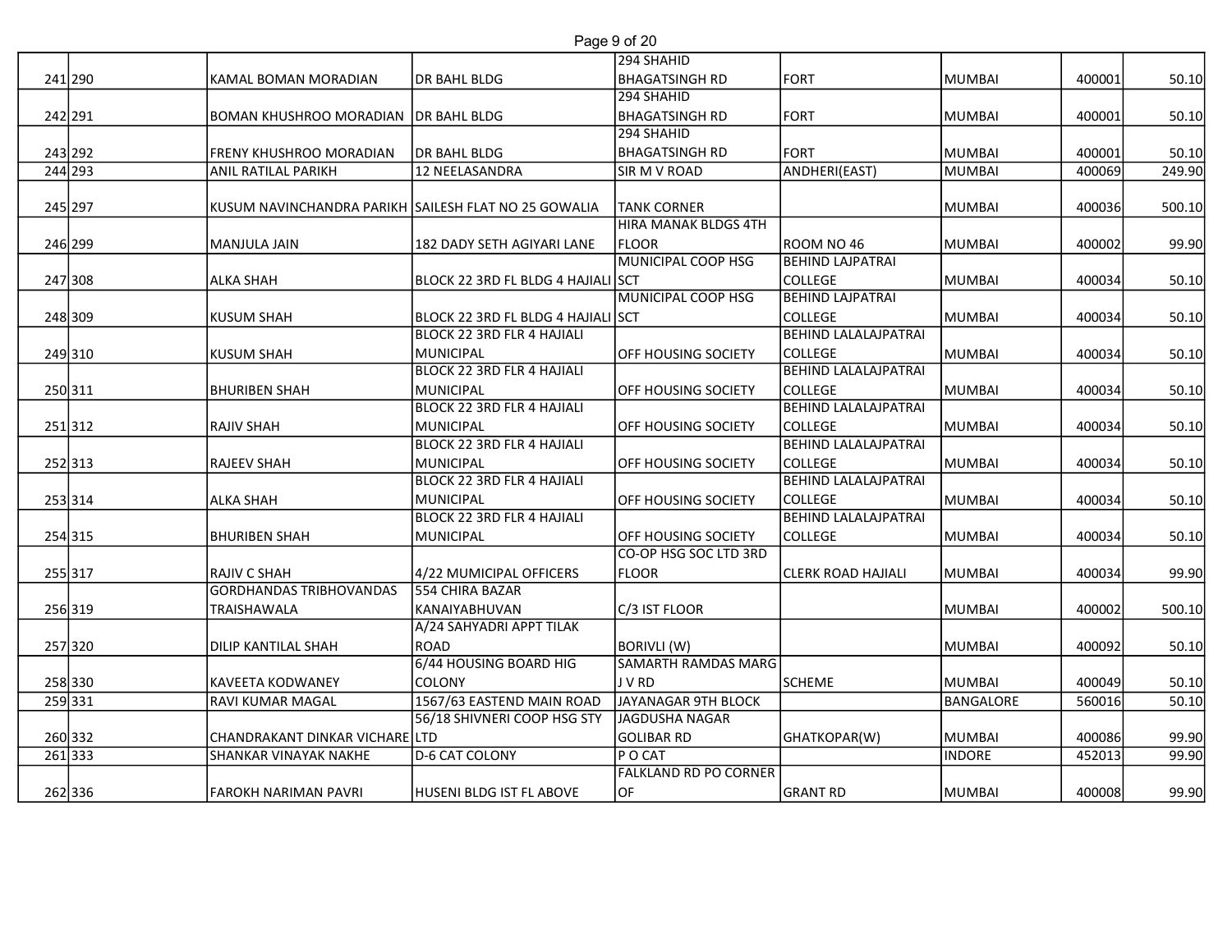| | | | | | | | | |
|---|---|---|---|---|---|---|---|---|
| 241 | 290 | KAMAL BOMAN MORADIAN | DR BAHL BLDG | 294 SHAHID BHAGATSINGH RD | FORT | MUMBAI | 400001 | 50.10 |
| 242 | 291 | BOMAN KHUSHROO MORADIAN | DR BAHL BLDG | 294 SHAHID BHAGATSINGH RD | FORT | MUMBAI | 400001 | 50.10 |
| 243 | 292 | FRENY KHUSHROO MORADIAN | DR BAHL BLDG | 294 SHAHID BHAGATSINGH RD | FORT | MUMBAI | 400001 | 50.10 |
| 244 | 293 | ANIL RATILAL PARIKH | 12 NEELASANDRA | SIR M V ROAD | ANDHERI(EAST) | MUMBAI | 400069 | 249.90 |
| 245 | 297 | KUSUM NAVINCHANDRA PARIKH | SAILESH FLAT NO 25 GOWALIA | TANK CORNER | | MUMBAI | 400036 | 500.10 |
| 246 | 299 | MANJULA JAIN | 182 DADY SETH AGIYARI LANE | HIRA MANAK BLDGS 4TH FLOOR | ROOM NO 46 | MUMBAI | 400002 | 99.90 |
| 247 | 308 | ALKA SHAH | BLOCK 22 3RD FL BLDG 4 HAJIALI | MUNICIPAL COOP HSG SCT | BEHIND LAJPATRAI COLLEGE | MUMBAI | 400034 | 50.10 |
| 248 | 309 | KUSUM SHAH | BLOCK 22 3RD FL BLDG 4 HAJIALI | MUNICIPAL COOP HSG SCT | BEHIND LAJPATRAI COLLEGE | MUMBAI | 400034 | 50.10 |
| 249 | 310 | KUSUM SHAH | BLOCK 22 3RD FLR 4 HAJIALI MUNICIPAL | OFF HOUSING SOCIETY | BEHIND LALALAJPATRAI COLLEGE | MUMBAI | 400034 | 50.10 |
| 250 | 311 | BHURIBEN SHAH | BLOCK 22 3RD FLR 4 HAJIALI MUNICIPAL | OFF HOUSING SOCIETY | BEHIND LALALAJPATRAI COLLEGE | MUMBAI | 400034 | 50.10 |
| 251 | 312 | RAJIV SHAH | BLOCK 22 3RD FLR 4 HAJIALI MUNICIPAL | OFF HOUSING SOCIETY | BEHIND LALALAJPATRAI COLLEGE | MUMBAI | 400034 | 50.10 |
| 252 | 313 | RAJEEV SHAH | BLOCK 22 3RD FLR 4 HAJIALI MUNICIPAL | OFF HOUSING SOCIETY | BEHIND LALALAJPATRAI COLLEGE | MUMBAI | 400034 | 50.10 |
| 253 | 314 | ALKA SHAH | BLOCK 22 3RD FLR 4 HAJIALI MUNICIPAL | OFF HOUSING SOCIETY | BEHIND LALALAJPATRAI COLLEGE | MUMBAI | 400034 | 50.10 |
| 254 | 315 | BHURIBEN SHAH | BLOCK 22 3RD FLR 4 HAJIALI MUNICIPAL | OFF HOUSING SOCIETY | BEHIND LALALAJPATRAI COLLEGE | MUMBAI | 400034 | 50.10 |
| 255 | 317 | RAJIV C SHAH | 4/22 MUMICIPAL OFFICERS | CO-OP HSG SOC LTD 3RD FLOOR | CLERK ROAD HAJIALI | MUMBAI | 400034 | 99.90 |
| 256 | 319 | GORDHANDAS TRIBHOVANDAS TRAISHAWALA | 554 CHIRA BAZAR KANAIYABHUVAN | C/3 IST FLOOR | | MUMBAI | 400002 | 500.10 |
| 257 | 320 | DILIP KANTILAL SHAH | A/24 SAHYADRI APPT TILAK ROAD | BORIVLI (W) | | MUMBAI | 400092 | 50.10 |
| 258 | 330 | KAVEETA KODWANEY | 6/44 HOUSING BOARD HIG COLONY | SAMARTH RAMDAS MARG J V RD | SCHEME | MUMBAI | 400049 | 50.10 |
| 259 | 331 | RAVI KUMAR MAGAL | 1567/63 EASTEND MAIN ROAD | JAYANAGAR 9TH BLOCK | | BANGALORE | 560016 | 50.10 |
| 260 | 332 | CHANDRAKANT DINKAR VICHARE | 56/18 SHIVNERI COOP HSG STY LTD | JAGDUSHA NAGAR GOLIBAR RD | GHATKOPAR(W) | MUMBAI | 400086 | 99.90 |
| 261 | 333 | SHANKAR VINAYAK NAKHE | D-6 CAT COLONY | P O CAT | | INDORE | 452013 | 99.90 |
| 262 | 336 | FAROKH NARIMAN PAVRI | HUSENI BLDG IST FL ABOVE | FALKLAND RD PO CORNER OF | GRANT RD | MUMBAI | 400008 | 99.90 |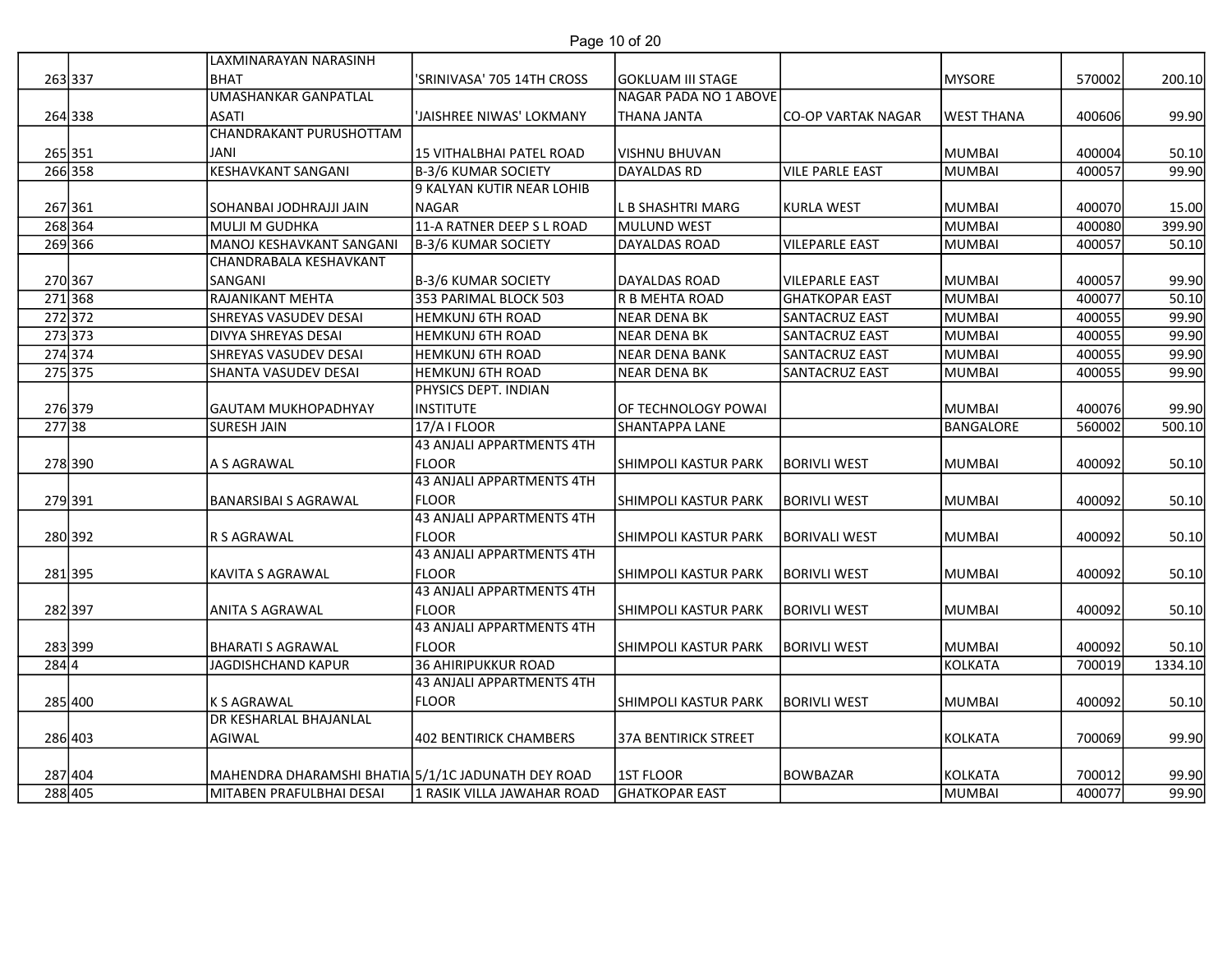| | | | | | | | | |
|---|---|---|---|---|---|---|---|---|
| 263 | 337 | LAXMINARAYAN NARASINH BHAT | 'SRINIVASA' 705 14TH CROSS | GOKLUAM III STAGE | | MYSORE | 570002 | 200.10 |
| 264 | 338 | UMASHANKAR GANPATLAL ASATI | 'JAISHREE NIWAS' LOKMANY | NAGAR PADA NO 1 ABOVE THANA JANTA | CO-OP VARTAK NAGAR | WEST THANA | 400606 | 99.90 |
| 265 | 351 | CHANDRAKANT PURUSHOTTAM JANI | 15 VITHALBHAI PATEL ROAD | VISHNU BHUVAN | | MUMBAI | 400004 | 50.10 |
| 266 | 358 | KESHAVKANT SANGANI | B-3/6 KUMAR SOCIETY | DAYALDAS RD | VILE PARLE EAST | MUMBAI | 400057 | 99.90 |
| 267 | 361 | SOHANBAI JODHRAJJI JAIN | 9 KALYAN KUTIR NEAR LOHIB NAGAR | L B SHASHTRI MARG | KURLA WEST | MUMBAI | 400070 | 15.00 |
| 268 | 364 | MULJI M GUDHKA | 11-A RATNER DEEP S L ROAD | MULUND WEST | | MUMBAI | 400080 | 399.90 |
| 269 | 366 | MANOJ KESHAVKANT SANGANI | B-3/6 KUMAR SOCIETY | DAYALDAS ROAD | VILEPARLE EAST | MUMBAI | 400057 | 50.10 |
| 270 | 367 | CHANDRABALA KESHAVKANT SANGANI | B-3/6 KUMAR SOCIETY | DAYALDAS ROAD | VILEPARLE EAST | MUMBAI | 400057 | 99.90 |
| 271 | 368 | RAJANIKANT MEHTA | 353 PARIMAL BLOCK 503 | R B MEHTA ROAD | GHATKOPAR EAST | MUMBAI | 400077 | 50.10 |
| 272 | 372 | SHREYAS VASUDEV DESAI | HEMKUNJ 6TH ROAD | NEAR DENA BK | SANTACRUZ EAST | MUMBAI | 400055 | 99.90 |
| 273 | 373 | DIVYA SHREYAS DESAI | HEMKUNJ 6TH ROAD | NEAR DENA BK | SANTACRUZ EAST | MUMBAI | 400055 | 99.90 |
| 274 | 374 | SHREYAS VASUDEV DESAI | HEMKUNJ 6TH ROAD | NEAR DENA BANK | SANTACRUZ EAST | MUMBAI | 400055 | 99.90 |
| 275 | 375 | SHANTA VASUDEV DESAI | HEMKUNJ 6TH ROAD | NEAR DENA BK | SANTACRUZ EAST | MUMBAI | 400055 | 99.90 |
| 276 | 379 | GAUTAM MUKHOPADHYAY | PHYSICS DEPT. INDIAN INSTITUTE | OF TECHNOLOGY POWAI | | MUMBAI | 400076 | 99.90 |
| 277 | 38 | SURESH JAIN | 17/A I FLOOR | SHANTAPPA LANE | | BANGALORE | 560002 | 500.10 |
| 278 | 390 | A S AGRAWAL | 43 ANJALI APPARTMENTS 4TH FLOOR | SHIMPOLI KASTUR PARK | BORIVLI WEST | MUMBAI | 400092 | 50.10 |
| 279 | 391 | BANARSIBAI S AGRAWAL | 43 ANJALI APPARTMENTS 4TH FLOOR | SHIMPOLI KASTUR PARK | BORIVLI WEST | MUMBAI | 400092 | 50.10 |
| 280 | 392 | R S AGRAWAL | 43 ANJALI APPARTMENTS 4TH FLOOR | SHIMPOLI KASTUR PARK | BORIVALI WEST | MUMBAI | 400092 | 50.10 |
| 281 | 395 | KAVITA S AGRAWAL | 43 ANJALI APPARTMENTS 4TH FLOOR | SHIMPOLI KASTUR PARK | BORIVLI WEST | MUMBAI | 400092 | 50.10 |
| 282 | 397 | ANITA S AGRAWAL | 43 ANJALI APPARTMENTS 4TH FLOOR | SHIMPOLI KASTUR PARK | BORIVLI WEST | MUMBAI | 400092 | 50.10 |
| 283 | 399 | BHARATI S AGRAWAL | 43 ANJALI APPARTMENTS 4TH FLOOR | SHIMPOLI KASTUR PARK | BORIVLI WEST | MUMBAI | 400092 | 50.10 |
| 284 | 4 | JAGDISHCHAND KAPUR | 36 AHIRIPUKKUR ROAD | | | KOLKATA | 700019 | 1334.10 |
| 285 | 400 | K S AGRAWAL | 43 ANJALI APPARTMENTS 4TH FLOOR | SHIMPOLI KASTUR PARK | BORIVLI WEST | MUMBAI | 400092 | 50.10 |
| 286 | 403 | DR KESHARLAL BHAJANLAL AGIWAL | 402 BENTIRICK CHAMBERS | 37A BENTIRICK STREET | | KOLKATA | 700069 | 99.90 |
| 287 | 404 | MAHENDRA DHARAMSHI BHATIA | 5/1/1C JADUNATH DEY ROAD | 1ST FLOOR | BOWBAZAR | KOLKATA | 700012 | 99.90 |
| 288 | 405 | MITABEN PRAFULBHAI DESAI | 1 RASIK VILLA JAWAHAR ROAD | GHATKOPAR EAST | | MUMBAI | 400077 | 99.90 |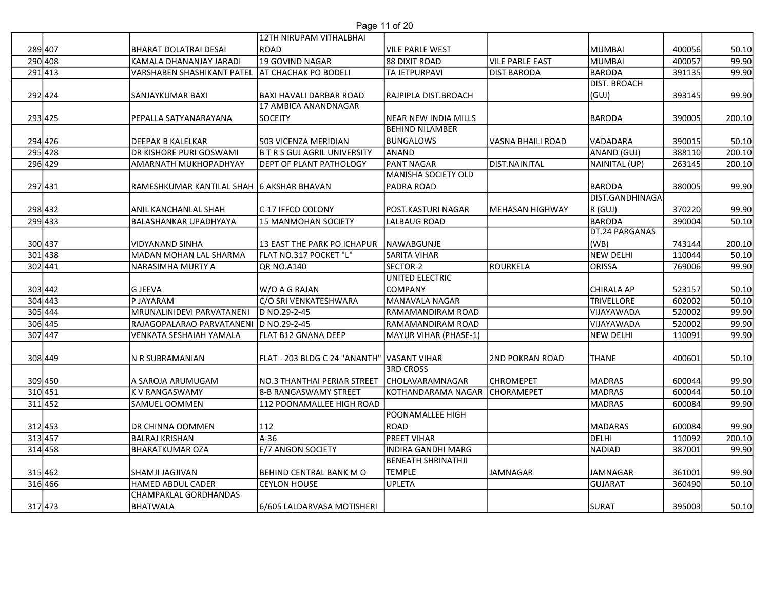| 289 | 407 | BHARAT DOLATRAI DESAI | 12TH NIRUPAM VITHALBHAI ROAD | VILE PARLE WEST | | MUMBAI | 400056 | 50.10 |
|---|---|---|---|---|---|---|---|---|
| 290 | 408 | KAMALA DHANANJAY JARADI | 19 GOVIND NAGAR | 88 DIXIT ROAD | VILE PARLE EAST | MUMBAI | 400057 | 99.90 |
| 291 | 413 | VARSHABEN SHASHIKANT PATEL | AT CHACHAK PO BODELI | TA JETPURPAVI | DIST BARODA | BARODA | 391135 | 99.90 |
| 292 | 424 | SANJAYKUMAR BAXI | BAXI HAVALI DARBAR ROAD | RAJPIPLA DIST.BROACH | | DIST. BROACH (GUJ) | 393145 | 99.90 |
| 293 | 425 | PEPALLA SATYANARAYANA | 17 AMBICA ANANDNAGAR SOCEITY | NEAR NEW INDIA MILLS | | BARODA | 390005 | 200.10 |
| 294 | 426 | DEEPAK B KALELKAR | 503 VICENZA MERIDIAN | BEHIND NILAMBER BUNGALOWS | VASNA BHAILI ROAD | VADADARA | 390015 | 50.10 |
| 295 | 428 | DR KISHORE PURI GOSWAMI | B T R S GUJ AGRIL UNIVERSITY | ANAND | | ANAND (GUJ) | 388110 | 200.10 |
| 296 | 429 | AMARNATH MUKHOPADHYAY | DEPT OF PLANT PATHOLOGY | PANT NAGAR | DIST.NAINITAL | NAINITAL (UP) | 263145 | 200.10 |
| 297 | 431 | RAMESHKUMAR KANTILAL SHAH | 6 AKSHAR BHAVAN | MANISHA SOCIETY OLD PADRA ROAD | | BARODA | 380005 | 99.90 |
| 298 | 432 | ANIL KANCHANLAL SHAH | C-17 IFFCO COLONY | POST.KASTURI NAGAR | MEHASAN HIGHWAY | DIST.GANDHINAGAR (GUJ) | 370220 | 99.90 |
| 299 | 433 | BALASHANKAR UPADHYAYA | 15 MANMOHAN SOCIETY | LALBAUG ROAD | | BARODA | 390004 | 50.10 |
| 300 | 437 | VIDYANAND SINHA | 13 EAST THE PARK PO ICHAPUR | NAWABGUNJE | | DT.24 PARGANAS (WB) | 743144 | 200.10 |
| 301 | 438 | MADAN MOHAN LAL SHARMA | FLAT NO.317 POCKET "L" | SARITA VIHAR | | NEW DELHI | 110044 | 50.10 |
| 302 | 441 | NARASIMHA MURTY A | QR NO.A140 | SECTOR-2 | ROURKELA | ORISSA | 769006 | 99.90 |
| 303 | 442 | G JEEVA | W/O A G RAJAN | UNITED ELECTRIC COMPANY | | CHIRALA AP | 523157 | 50.10 |
| 304 | 443 | P JAYARAM | C/O SRI VENKATESHWARA | MANAVALA NAGAR | | TRIVELLORE | 602002 | 50.10 |
| 305 | 444 | MRUNALINIDEVI PARVATANENI | D NO.29-2-45 | RAMAMANDIRAM ROAD | | VIJAYAWADA | 520002 | 99.90 |
| 306 | 445 | RAJAGOPALARAO PARVATANENI | D NO.29-2-45 | RAMAMANDIRAM ROAD | | VIJAYAWADA | 520002 | 99.90 |
| 307 | 447 | VENKATA SESHAIAH YAMALA | FLAT B12 GNANA DEEP | MAYUR VIHAR (PHASE-1) | | NEW DELHI | 110091 | 99.90 |
| 308 | 449 | N R SUBRAMANIAN | FLAT - 203 BLDG C 24 "ANANTH" | VASANT VIHAR | 2ND POKRAN ROAD | THANE | 400601 | 50.10 |
| 309 | 450 | A SAROJA ARUMUGAM | NO.3 THANTHAI PERIAR STREET | 3RD CROSS CHOLAVARAMNAGAR | CHROMEPET | MADRAS | 600044 | 99.90 |
| 310 | 451 | K V RANGASWAMY | 8-B RANGASWAMY STREET | KOTHANDARAMA NAGAR | CHORAMEPET | MADRAS | 600044 | 50.10 |
| 311 | 452 | SAMUEL OOMMEN | 112 POONAMALLEE HIGH ROAD | | | MADRAS | 600084 | 99.90 |
| 312 | 453 | DR CHINNA OOMMEN | 112 | POONAMALLEE HIGH ROAD | | MADARAS | 600084 | 99.90 |
| 313 | 457 | BALRAJ KRISHAN | A-36 | PREET VIHAR | | DELHI | 110092 | 200.10 |
| 314 | 458 | BHARATKUMAR OZA | E/7 ANGON SOCIETY | INDIRA GANDHI MARG | | NADIAD | 387001 | 99.90 |
| 315 | 462 | SHAMJI JAGJIVAN | BEHIND CENTRAL BANK M O | BENEATH SHRINATHJI TEMPLE | JAMNAGAR | JAMNAGAR | 361001 | 99.90 |
| 316 | 466 | HAMED ABDUL CADER | CEYLON HOUSE | UPLETA | | GUJARAT | 360490 | 50.10 |
| 317 | 473 | CHAMPAKLAL GORDHANDAS BHATWALA | 6/605 LALDARVASA MOTISHERI | | | SURAT | 395003 | 50.10 |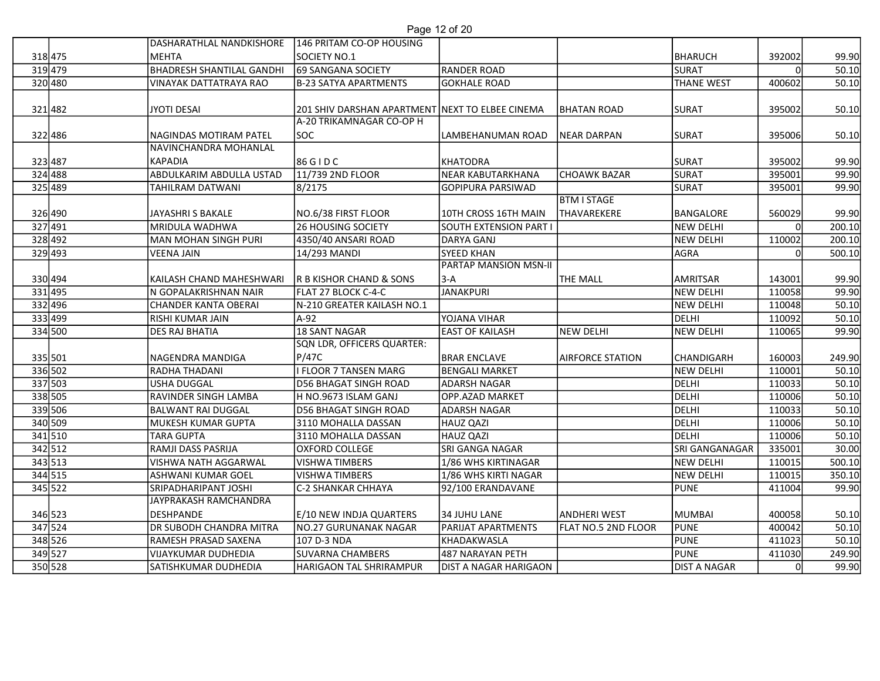| | | | | | | | | |
|---|---|---|---|---|---|---|---|---|
| 318 | 475 | DASHARATHLAL NANDKISHORE MEHTA | 146 PRITAM CO-OP HOUSING SOCIETY NO.1 | | | BHARUCH | 392002 | 99.90 |
| 319 | 479 | BHADRESH SHANTILAL GANDHI | 69 SANGANA SOCIETY | RANDER ROAD | | SURAT | 0 | 50.10 |
| 320 | 480 | VINAYAK DATTATRAYA RAO | B-23 SATYA APARTMENTS | GOKHALE ROAD | | THANE WEST | 400602 | 50.10 |
| 321 | 482 | JYOTI DESAI | 201 SHIV DARSHAN APARTMENT | NEXT TO ELBEE CINEMA | BHATAN ROAD | SURAT | 395002 | 50.10 |
| 322 | 486 | NAGINDAS MOTIRAM PATEL | A-20 TRIKAMNAGAR CO-OP H SOC | LAMBEHANUMAN ROAD | NEAR DARPAN | SURAT | 395006 | 50.10 |
| 323 | 487 | NAVINCHANDRA MOHANLAL KAPADIA | 86 G I D C | KHATODRA | | SURAT | 395002 | 99.90 |
| 324 | 488 | ABDULKARIM ABDULLA USTAD | 11/739 2ND FLOOR | NEAR KABUTARKHANA | CHOAWK BAZAR | SURAT | 395001 | 99.90 |
| 325 | 489 | TAHILRAM DATWANI | 8/2175 | GOPIPURA PARSIWAD | | SURAT | 395001 | 99.90 |
| 326 | 490 | JAYASHRI S BAKALE | NO.6/38 FIRST FLOOR | 10TH CROSS 16TH MAIN | BTM I STAGE THAVAREKERE | BANGALORE | 560029 | 99.90 |
| 327 | 491 | MRIDULA WADHWA | 26 HOUSING SOCIETY | SOUTH EXTENSION PART I | | NEW DELHI | 0 | 200.10 |
| 328 | 492 | MAN MOHAN SINGH PURI | 4350/40 ANSARI ROAD | DARYA GANJ | | NEW DELHI | 110002 | 200.10 |
| 329 | 493 | VEENA JAIN | 14/293 MANDI | SYEED KHAN | | AGRA | 0 | 500.10 |
| 330 | 494 | KAILASH CHAND MAHESHWARI | R B KISHOR CHAND & SONS | PARTAP MANSION MSN-II 3-A | THE MALL | AMRITSAR | 143001 | 99.90 |
| 331 | 495 | N GOPALAKRISHNAN NAIR | FLAT 27 BLOCK C-4-C | JANAKPURI | | NEW DELHI | 110058 | 99.90 |
| 332 | 496 | CHANDER KANTA OBERAI | N-210 GREATER KAILASH NO.1 | | | NEW DELHI | 110048 | 50.10 |
| 333 | 499 | RISHI KUMAR JAIN | A-92 | YOJANA VIHAR | | DELHI | 110092 | 50.10 |
| 334 | 500 | DES RAJ BHATIA | 18 SANT NAGAR | EAST OF KAILASH | NEW DELHI | NEW DELHI | 110065 | 99.90 |
| 335 | 501 | NAGENDRA MANDIGA | SQN LDR, OFFICERS QUARTER: P/47C | BRAR ENCLAVE | AIRFORCE STATION | CHANDIGARH | 160003 | 249.90 |
| 336 | 502 | RADHA THADANI | I FLOOR 7 TANSEN MARG | BENGALI MARKET | | NEW DELHI | 110001 | 50.10 |
| 337 | 503 | USHA DUGGAL | D56 BHAGAT SINGH ROAD | ADARSH NAGAR | | DELHI | 110033 | 50.10 |
| 338 | 505 | RAVINDER SINGH LAMBA | H NO.9673 ISLAM GANJ | OPP.AZAD MARKET | | DELHI | 110006 | 50.10 |
| 339 | 506 | BALWANT RAI DUGGAL | D56 BHAGAT SINGH ROAD | ADARSH NAGAR | | DELHI | 110033 | 50.10 |
| 340 | 509 | MUKESH KUMAR GUPTA | 3110 MOHALLA DASSAN | HAUZ QAZI | | DELHI | 110006 | 50.10 |
| 341 | 510 | TARA GUPTA | 3110 MOHALLA DASSAN | HAUZ QAZI | | DELHI | 110006 | 50.10 |
| 342 | 512 | RAMJI DASS PASRIJA | OXFORD COLLEGE | SRI GANGA NAGAR | | SRI GANGANAGAR | 335001 | 30.00 |
| 343 | 513 | VISHWA NATH AGGARWAL | VISHWA TIMBERS | 1/86 WHS KIRTINAGAR | | NEW DELHI | 110015 | 500.10 |
| 344 | 515 | ASHWANI KUMAR GOEL | VISHWA TIMBERS | 1/86 WHS KIRTI NAGAR | | NEW DELHI | 110015 | 350.10 |
| 345 | 522 | SRIPADHARIPANT JOSHI | C-2 SHANKAR CHHAYA | 92/100 ERANDAVANE | | PUNE | 411004 | 99.90 |
| 346 | 523 | JAYPRAKASH RAMCHANDRA DESHPANDE | E/10 NEW INDJA QUARTERS | 34 JUHU LANE | ANDHERI WEST | MUMBAI | 400058 | 50.10 |
| 347 | 524 | DR SUBODH CHANDRA MITRA | NO.27 GURUNANAK NAGAR | PARIJAT APARTMENTS | FLAT NO.5 2ND FLOOR | PUNE | 400042 | 50.10 |
| 348 | 526 | RAMESH PRASAD SAXENA | 107 D-3 NDA | KHADAKWASLA | | PUNE | 411023 | 50.10 |
| 349 | 527 | VIJAYKUMAR DUDHEDIA | SUVARNA CHAMBERS | 487 NARAYAN PETH | | PUNE | 411030 | 249.90 |
| 350 | 528 | SATISHKUMAR DUDHEDIA | HARIGAON TAL SHRIRAMPUR | DIST A NAGAR HARIGAON | | DIST A NAGAR | 0 | 99.90 |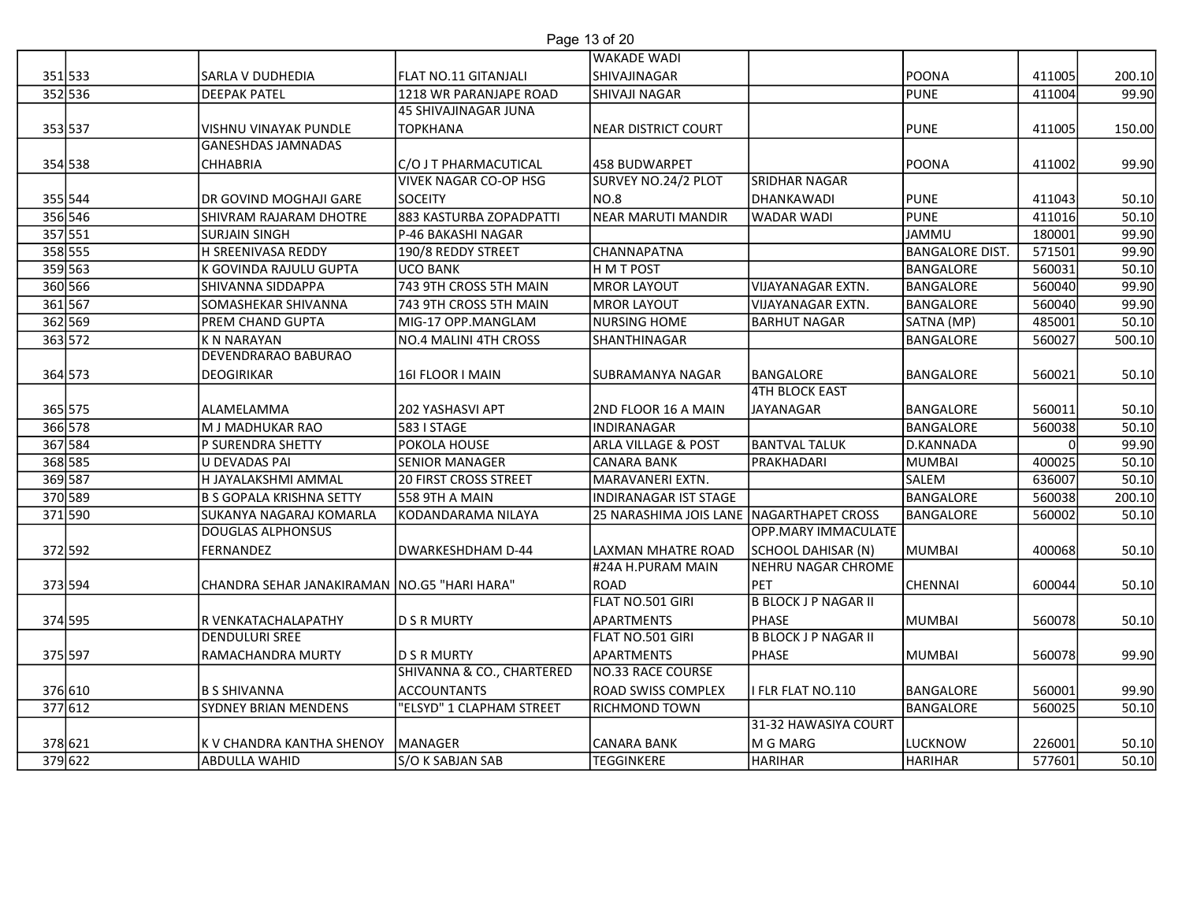| | | | | | | | | |
|---|---|---|---|---|---|---|---|---|
| 351 | 533 | SARLA V DUDHEDIA | FLAT NO.11 GITANJALI | WAKADE WADI SHIVAJINAGAR | | POONA | 411005 | 200.10 |
| 352 | 536 | DEEPAK PATEL | 1218 WR PARANJAPE ROAD | SHIVAJI NAGAR | | PUNE | 411004 | 99.90 |
| 353 | 537 | VISHNU VINAYAK PUNDLE | 45 SHIVAJINAGAR JUNA TOPKHANA | NEAR DISTRICT COURT | | PUNE | 411005 | 150.00 |
| 354 | 538 | GANESHDAS JAMNADAS CHHABRIA | C/O J T PHARMACUTICAL | 458 BUDWARPET | | POONA | 411002 | 99.90 |
| 355 | 544 | DR GOVIND MOGHAJI GARE | VIVEK NAGAR CO-OP HSG SOCEITY | SURVEY NO.24/2 PLOT NO.8 | SRIDHAR NAGAR DHANKAWADI | PUNE | 411043 | 50.10 |
| 356 | 546 | SHIVRAM RAJARAM DHOTRE | 883 KASTURBA ZOPADPATTI | NEAR MARUTI MANDIR | WADAR WADI | PUNE | 411016 | 50.10 |
| 357 | 551 | SURJAIN SINGH | P-46 BAKASHI NAGAR | | | JAMMU | 180001 | 99.90 |
| 358 | 555 | H SREENIVASA REDDY | 190/8 REDDY STREET | CHANNAPATNA | | BANGALORE DIST. | 571501 | 99.90 |
| 359 | 563 | K GOVINDA RAJULU GUPTA | UCO BANK | H M T POST | | BANGALORE | 560031 | 50.10 |
| 360 | 566 | SHIVANNA SIDDAPPA | 743 9TH CROSS 5TH MAIN | MROR LAYOUT | VIJAYANAGAR EXTN. | BANGALORE | 560040 | 99.90 |
| 361 | 567 | SOMASHEKAR SHIVANNA | 743 9TH CROSS 5TH MAIN | MROR LAYOUT | VIJAYANAGAR EXTN. | BANGALORE | 560040 | 99.90 |
| 362 | 569 | PREM CHAND GUPTA | MIG-17 OPP.MANGLAM | NURSING HOME | BARHUT NAGAR | SATNA (MP) | 485001 | 50.10 |
| 363 | 572 | K N NARAYAN | NO.4 MALINI 4TH CROSS | SHANTHINAGAR | | BANGALORE | 560027 | 500.10 |
| 364 | 573 | DEVENDRARAO BABURAO DEOGIRIKAR | 16I FLOOR I MAIN | SUBRAMANYA NAGAR | BANGALORE | BANGALORE | 560021 | 50.10 |
| 365 | 575 | ALAMELAMMA | 202 YASHASVI APT | 2ND FLOOR 16 A MAIN | 4TH BLOCK EAST JAYANAGAR | BANGALORE | 560011 | 50.10 |
| 366 | 578 | M J MADHUKAR RAO | 583 I STAGE | INDIRANAGAR | | BANGALORE | 560038 | 50.10 |
| 367 | 584 | P SURENDRA SHETTY | POKOLA HOUSE | ARLA VILLAGE & POST | BANTVAL TALUK | D.KANNADA | 0 | 99.90 |
| 368 | 585 | U DEVADAS PAI | SENIOR MANAGER | CANARA BANK | PRAKHADARI | MUMBAI | 400025 | 50.10 |
| 369 | 587 | H JAYALAKSHMI AMMAL | 20 FIRST CROSS STREET | MARAVANERI EXTN. | | SALEM | 636007 | 50.10 |
| 370 | 589 | B S GOPALA KRISHNA SETTY | 558 9TH A MAIN | INDIRANAGAR IST STAGE | | BANGALORE | 560038 | 200.10 |
| 371 | 590 | SUKANYA NAGARAJ KOMARLA | KODANDARAMA NILAYA | 25 NARASHIMA JOIS LANE | NAGARTHAPET CROSS | BANGALORE | 560002 | 50.10 |
| 372 | 592 | DOUGLAS ALPHONSUS FERNANDEZ | DWARKESHDHAM D-44 | LAXMAN MHATRE ROAD | OPP.MARY IMMACULATE SCHOOL DAHISAR (N) | MUMBAI | 400068 | 50.10 |
| 373 | 594 | CHANDRA SEHAR JANAKIRAMAN | NO.G5 "HARI HARA" | #24A H.PURAM MAIN ROAD | NEHRU NAGAR CHROME PET | CHENNAI | 600044 | 50.10 |
| 374 | 595 | R VENKATACHALAPATHY | D S R MURTY | FLAT NO.501 GIRI APARTMENTS | B BLOCK J P NAGAR II PHASE | MUMBAI | 560078 | 50.10 |
| 375 | 597 | DENDULURI SREE RAMACHANDRA MURTY | D S R MURTY | FLAT NO.501 GIRI APARTMENTS | B BLOCK J P NAGAR II PHASE | MUMBAI | 560078 | 99.90 |
| 376 | 610 | B S SHIVANNA | SHIVANNA & CO., CHARTERED ACCOUNTANTS | NO.33 RACE COURSE ROAD SWISS COMPLEX | I FLR FLAT NO.110 | BANGALORE | 560001 | 99.90 |
| 377 | 612 | SYDNEY BRIAN MENDENS | "ELSYD" 1 CLAPHAM STREET | RICHMOND TOWN | | BANGALORE | 560025 | 50.10 |
| 378 | 621 | K V CHANDRA KANTHA SHENOY | MANAGER | CANARA BANK | 31-32 HAWASIYA COURT M G MARG | LUCKNOW | 226001 | 50.10 |
| 379 | 622 | ABDULLA WAHID | S/O K SABJAN SAB | TEGGINKERE | HARIHAR | HARIHAR | 577601 | 50.10 |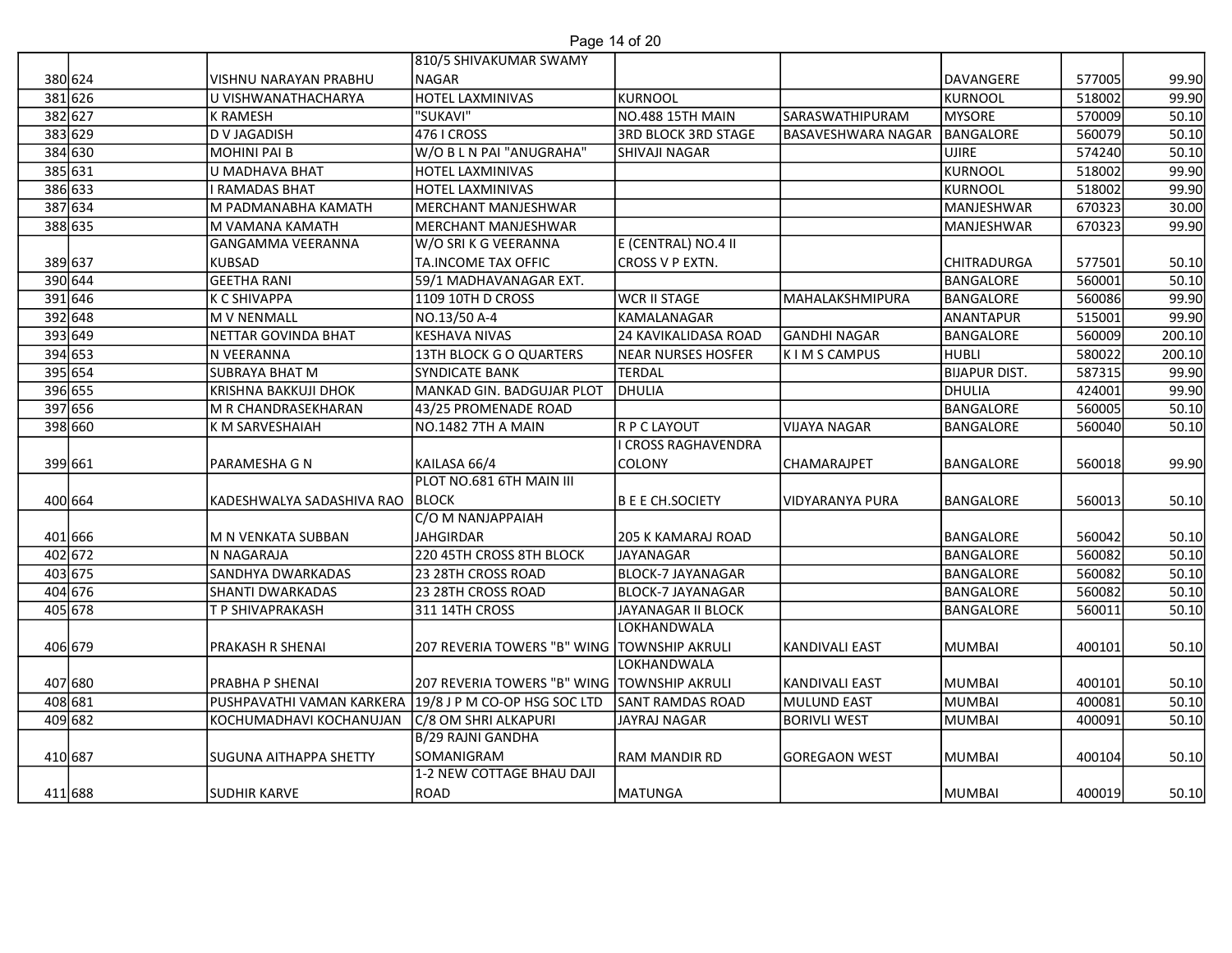| | | | | | | | | |
|---|---|---|---|---|---|---|---|---|
| 380 | 624 | VISHNU NARAYAN PRABHU | 810/5 SHIVAKUMAR SWAMY NAGAR | | | DAVANGERE | 577005 | 99.90 |
| 381 | 626 | U VISHWANATHACHARYA | HOTEL LAXMINIVAS | KURNOOL | | KURNOOL | 518002 | 99.90 |
| 382 | 627 | K RAMESH | "SUKAVI" | NO.488 15TH MAIN | SARASWATHIPURAM | MYSORE | 570009 | 50.10 |
| 383 | 629 | D V JAGADISH | 476 I CROSS | 3RD BLOCK 3RD STAGE | BASAVESHWARA NAGAR | BANGALORE | 560079 | 50.10 |
| 384 | 630 | MOHINI PAI B | W/O B L N PAI "ANUGRAHA" | SHIVAJI NAGAR | | UJIRE | 574240 | 50.10 |
| 385 | 631 | U MADHAVA BHAT | HOTEL LAXMINIVAS | | | KURNOOL | 518002 | 99.90 |
| 386 | 633 | I RAMADAS BHAT | HOTEL LAXMINIVAS | | | KURNOOL | 518002 | 99.90 |
| 387 | 634 | M PADMANABHA KAMATH | MERCHANT MANJESHWAR | | | MANJESHWAR | 670323 | 30.00 |
| 388 | 635 | M VAMANA KAMATH | MERCHANT MANJESHWAR | | | MANJESHWAR | 670323 | 99.90 |
| 389 | 637 | GANGAMMA VEERANNA KUBSAD | W/O SRI K G VEERANNA TA.INCOME TAX OFFIC | E (CENTRAL) NO.4 II CROSS V P EXTN. | | CHITRADURGA | 577501 | 50.10 |
| 390 | 644 | GEETHA RANI | 59/1 MADHAVANAGAR EXT. | | | BANGALORE | 560001 | 50.10 |
| 391 | 646 | K C SHIVAPPA | 1109 10TH D CROSS | WCR II STAGE | MAHALAKSHMIPURA | BANGALORE | 560086 | 99.90 |
| 392 | 648 | M V NENMALL | NO.13/50 A-4 | KAMALANAGAR | | ANANTAPUR | 515001 | 99.90 |
| 393 | 649 | NETTAR GOVINDA BHAT | KESHAVA NIVAS | 24 KAVIKALIDASA ROAD | GANDHI NAGAR | BANGALORE | 560009 | 200.10 |
| 394 | 653 | N VEERANNA | 13TH BLOCK G O QUARTERS | NEAR NURSES HOSFER | K I M S CAMPUS | HUBLI | 580022 | 200.10 |
| 395 | 654 | SUBRAYA BHAT M | SYNDICATE BANK | TERDAL | | BIJAPUR DIST. | 587315 | 99.90 |
| 396 | 655 | KRISHNA BAKKUJI DHOK | MANKAD GIN. BADGUJAR PLOT | DHULIA | | DHULIA | 424001 | 99.90 |
| 397 | 656 | M R CHANDRASEKHARAN | 43/25 PROMENADE ROAD | | | BANGALORE | 560005 | 50.10 |
| 398 | 660 | K M SARVESHAIAH | NO.1482 7TH A MAIN | R P C LAYOUT | VIJAYA NAGAR | BANGALORE | 560040 | 50.10 |
| 399 | 661 | PARAMESHA G N | KAILASA 66/4 | I CROSS RAGHAVENDRA COLONY | CHAMARAJPET | BANGALORE | 560018 | 99.90 |
| 400 | 664 | KADESHWALYA SADASHIVA RAO | PLOT NO.681 6TH MAIN III BLOCK | B E E CH.SOCIETY | VIDYARANYA PURA | BANGALORE | 560013 | 50.10 |
| 401 | 666 | M N VENKATA SUBBAN | C/O M NANJAPPAIAH JAHGIRDAR | 205 K KAMARAJ ROAD | | BANGALORE | 560042 | 50.10 |
| 402 | 672 | N NAGARAJA | 220 45TH CROSS 8TH BLOCK | JAYANAGAR | | BANGALORE | 560082 | 50.10 |
| 403 | 675 | SANDHYA DWARKADAS | 23 28TH CROSS ROAD | BLOCK-7 JAYANAGAR | | BANGALORE | 560082 | 50.10 |
| 404 | 676 | SHANTI DWARKADAS | 23 28TH CROSS ROAD | BLOCK-7 JAYANAGAR | | BANGALORE | 560082 | 50.10 |
| 405 | 678 | T P SHIVAPRAKASH | 311 14TH CROSS | JAYANAGAR II BLOCK | | BANGALORE | 560011 | 50.10 |
| 406 | 679 | PRAKASH R SHENAI | 207 REVERIA TOWERS "B" WING | LOKHANDWALA TOWNSHIP AKRULI | KANDIVALI EAST | MUMBAI | 400101 | 50.10 |
| 407 | 680 | PRABHA P SHENAI | 207 REVERIA TOWERS "B" WING | LOKHANDWALA TOWNSHIP AKRULI | KANDIVALI EAST | MUMBAI | 400101 | 50.10 |
| 408 | 681 | PUSHPAVATHI VAMAN KARKERA | 19/8 J P M CO-OP HSG SOC LTD | SANT RAMDAS ROAD | MULUND EAST | MUMBAI | 400081 | 50.10 |
| 409 | 682 | KOCHUMADHAVI KOCHANUJAN | C/8 OM SHRI ALKAPURI | JAYRAJ NAGAR | BORIVLI WEST | MUMBAI | 400091 | 50.10 |
| 410 | 687 | SUGUNA AITHAPPA SHETTY | B/29 RAJNI GANDHA SOMANIGRAM | RAM MANDIR RD | GOREGAON WEST | MUMBAI | 400104 | 50.10 |
| 411 | 688 | SUDHIR KARVE | 1-2 NEW COTTAGE BHAU DAJI ROAD | MATUNGA | | MUMBAI | 400019 | 50.10 |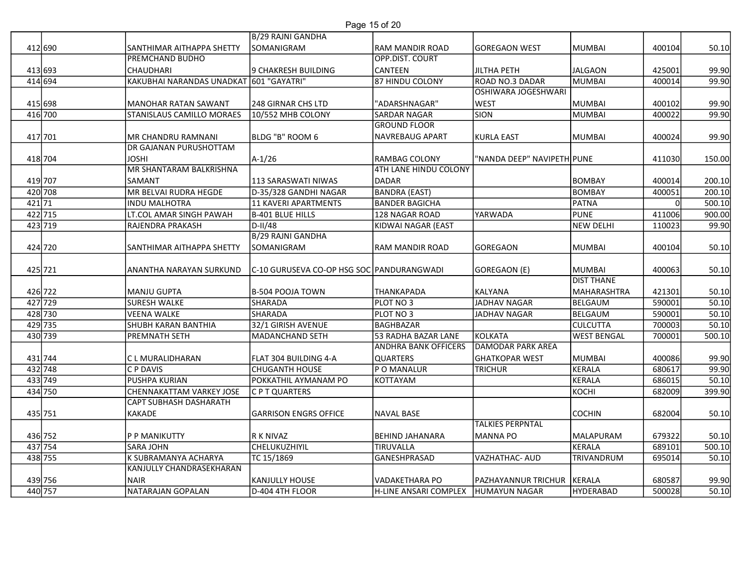| | | | | | | | | |
|---|---|---|---|---|---|---|---|---|
| 412 | 690 | SANTHIMAR AITHAPPA SHETTY | B/29 RAJNI GANDHA SOMANIGRAM | RAM MANDIR ROAD | GOREGAON WEST | MUMBAI | 400104 | 50.10 |
| 413 | 693 | PREMCHAND BUDHO CHAUDHARI | 9 CHAKRESH BUILDING | OPP.DIST. COURT CANTEEN | JILTHA PETH | JALGAON | 425001 | 99.90 |
| 414 | 694 | KAKUBHAI NARANDAS UNADKAT | 601 "GAYATRI" | 87 HINDU COLONY | ROAD NO.3 DADAR | MUMBAI | 400014 | 99.90 |
| 415 | 698 | MANOHAR RATAN SAWANT | 248 GIRNAR CHS LTD | "ADARSHNAGAR" | OSHIWARA JOGESHWARI WEST | MUMBAI | 400102 | 99.90 |
| 416 | 700 | STANISLAUS CAMILLO MORAES | 10/552 MHB COLONY | SARDAR NAGAR | SION | MUMBAI | 400022 | 99.90 |
| 417 | 701 | MR CHANDRU RAMNANI | BLDG "B" ROOM 6 | GROUND FLOOR NAVREBAUG APART | KURLA EAST | MUMBAI | 400024 | 99.90 |
| 418 | 704 | DR GAJANAN PURUSHOTTAM JOSHI | A-1/26 | RAMBAG COLONY | "NANDA DEEP" NAVIPETH | PUNE | 411030 | 150.00 |
| 419 | 707 | MR SHANTARAM BALKRISHNA SAMANT | 113 SARASWATI NIWAS | 4TH LANE HINDU COLONY DADAR | | BOMBAY | 400014 | 200.10 |
| 420 | 708 | MR BELVAI RUDRA HEGDE | D-35/328 GANDHI NAGAR | BANDRA (EAST) | | BOMBAY | 400051 | 200.10 |
| 421 | 71 | INDU MALHOTRA | 11 KAVERI APARTMENTS | BANDER BAGICHA | | PATNA | 0 | 500.10 |
| 422 | 715 | LT.COL AMAR SINGH PAWAH | B-401 BLUE HILLS | 128 NAGAR ROAD | YARWADA | PUNE | 411006 | 900.00 |
| 423 | 719 | RAJENDRA PRAKASH | D-II/48 | KIDWAI NAGAR (EAST | | NEW DELHI | 110023 | 99.90 |
| 424 | 720 | SANTHIMAR AITHAPPA SHETTY | B/29 RAJNI GANDHA SOMANIGRAM | RAM MANDIR ROAD | GOREGAON | MUMBAI | 400104 | 50.10 |
| 425 | 721 | ANANTHA NARAYAN SURKUND | C-10 GURUSEVA CO-OP HSG SOC | PANDURANGWADI | GOREGAON (E) | MUMBAI | 400063 | 50.10 |
| 426 | 722 | MANJU GUPTA | B-504 POOJA TOWN | THANKAPADA | KALYANA | DIST THANE MAHARASHTRA | 421301 | 50.10 |
| 427 | 729 | SURESH WALKE | SHARADA | PLOT NO 3 | JADHAV NAGAR | BELGAUM | 590001 | 50.10 |
| 428 | 730 | VEENA WALKE | SHARADA | PLOT NO 3 | JADHAV NAGAR | BELGAUM | 590001 | 50.10 |
| 429 | 735 | SHUBH KARAN BANTHIA | 32/1 GIRISH AVENUE | BAGHBAZAR | | CULCUTTA | 700003 | 50.10 |
| 430 | 739 | PREMNATH SETH | MADANCHAND SETH | 53 RADHA BAZAR LANE | KOLKATA | WEST BENGAL | 700001 | 500.10 |
| 431 | 744 | C L MURALIDHARAN | FLAT 304 BUILDING 4-A | ANDHRA BANK OFFICERS QUARTERS | DAMODAR PARK AREA GHATKOPAR WEST | MUMBAI | 400086 | 99.90 |
| 432 | 748 | C P DAVIS | CHUGANTH HOUSE | P O MANALUR | TRICHUR | KERALA | 680617 | 99.90 |
| 433 | 749 | PUSHPA KURIAN | POKKATHIL AYMANAM PO | KOTTAYAM | | KERALA | 686015 | 50.10 |
| 434 | 750 | CHENNAKATTAM VARKEY JOSE | C P T QUARTERS | | | KOCHI | 682009 | 399.90 |
| 435 | 751 | CAPT SUBHASH DASHARATH KAKADE | GARRISON ENGRS OFFICE | NAVAL BASE | | COCHIN | 682004 | 50.10 |
| 436 | 752 | P P MANIKUTTY | R K NIVAZ | BEHIND JAHANARA | TALKIES PERPNTAL MANNA PO | MALAPURAM | 679322 | 50.10 |
| 437 | 754 | SARA JOHN | CHELUKUZHIYIL | TIRUVALLA | | KERALA | 689101 | 500.10 |
| 438 | 755 | K SUBRAMANYA ACHARYA | TC 15/1869 | GANESHPRASAD | VAZHATHAC- AUD | TRIVANDRUM | 695014 | 50.10 |
| 439 | 756 | KANJULLY CHANDRASEKHARAN NAIR | KANJULLY HOUSE | VADAKETHARA PO | PAZHAYANNUR TRICHUR | KERALA | 680587 | 99.90 |
| 440 | 757 | NATARAJAN GOPALAN | D-404 4TH FLOOR | H-LINE ANSARI COMPLEX | HUMAYUN NAGAR | HYDERABAD | 500028 | 50.10 |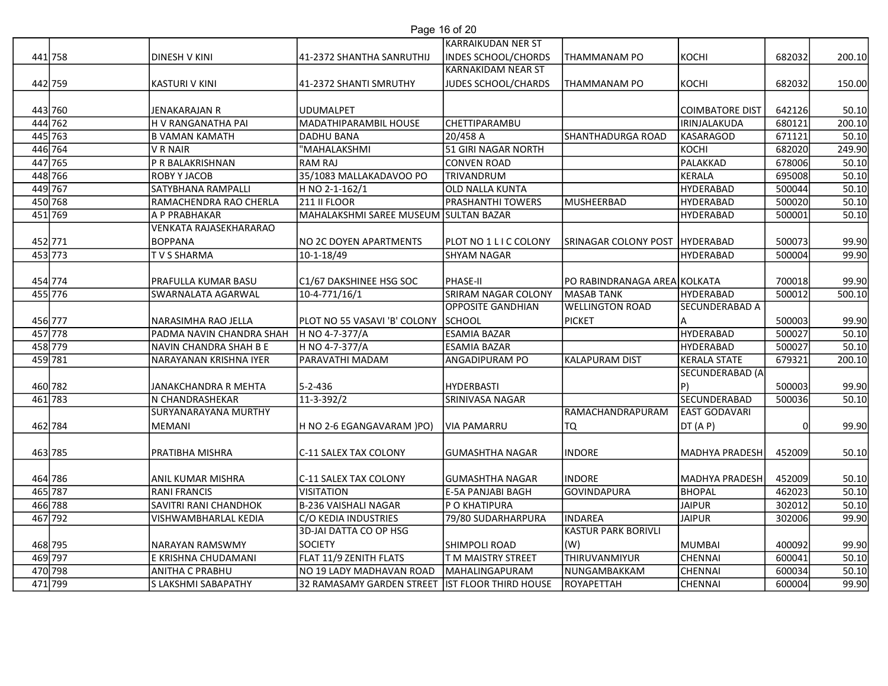| | | | | | | | | |
|---|---|---|---|---|---|---|---|---|
| 441 | 758 | DINESH V KINI | 41-2372 SHANTHA SANRUTHIJ | KARRAIKUDAN NER ST INDES SCHOOL/CHORDS | THAMMANAM PO | KOCHI | 682032 | 200.10 |
| 442 | 759 | KASTURI V KINI | 41-2372 SHANTI SMRUTHY | KARNAKIDAM NEAR ST JUDES SCHOOL/CHARDS | THAMMANAM PO | KOCHI | 682032 | 150.00 |
| 443 | 760 | JENAKARAJAN R | UDUMALPET | | | COIMBATORE DIST | 642126 | 50.10 |
| 444 | 762 | H V RANGANATHA PAI | MADATHIPARAMBIL HOUSE | CHETTIPARAMBU | | IRINJALAKUDA | 680121 | 200.10 |
| 445 | 763 | B VAMAN KAMATH | DADHU BANA | 20/458 A | SHANTHADURGA ROAD | KASARAGOD | 671121 | 50.10 |
| 446 | 764 | V R NAIR | "MAHALAKSHMI | 51 GIRI NAGAR NORTH | | KOCHI | 682020 | 249.90 |
| 447 | 765 | P R BALAKRISHNAN | RAM RAJ | CONVEN ROAD | | PALAKKAD | 678006 | 50.10 |
| 448 | 766 | ROBY Y JACOB | 35/1083 MALLAKADAVOO PO | TRIVANDRUM | | KERALA | 695008 | 50.10 |
| 449 | 767 | SATYBHANA RAMPALLI | H NO 2-1-162/1 | OLD NALLA KUNTA | | HYDERABAD | 500044 | 50.10 |
| 450 | 768 | RAMACHENDRA RAO CHERLA | 211 II FLOOR | PRASHANTHI TOWERS | MUSHEERBAD | HYDERABAD | 500020 | 50.10 |
| 451 | 769 | A P PRABHAKAR | MAHALAKSHMI SAREE MUSEUM | SULTAN BAZAR | | HYDERABAD | 500001 | 50.10 |
| 452 | 771 | VENKATA RAJASEKHARARAO BOPPANA | NO 2C DOYEN APARTMENTS | PLOT NO 1 L I C COLONY | SRINAGAR COLONY POST | HYDERABAD | 500073 | 99.90 |
| 453 | 773 | T V S SHARMA | 10-1-18/49 | SHYAM NAGAR | | HYDERABAD | 500004 | 99.90 |
| 454 | 774 | PRAFULLA KUMAR BASU | C1/67 DAKSHINEE HSG SOC | PHASE-II | PO RABINDRANAGA AREA | KOLKATA | 700018 | 99.90 |
| 455 | 776 | SWARNALATA AGARWAL | 10-4-771/16/1 | SRIRAM NAGAR COLONY | MASAB TANK | HYDERABAD | 500012 | 500.10 |
| 456 | 777 | NARASIMHA RAO JELLA | PLOT NO 55 VASAVI 'B' COLONY | OPPOSITE GANDHIAN SCHOOL | WELLINGTON ROAD PICKET | SECUNDERABAD A A | 500003 | 99.90 |
| 457 | 778 | PADMA NAVIN CHANDRA SHAH | H NO 4-7-377/A | ESAMIA BAZAR | | HYDERABAD | 500027 | 50.10 |
| 458 | 779 | NAVIN CHANDRA SHAH B E | H NO 4-7-377/A | ESAMIA BAZAR | | HYDERABAD | 500027 | 50.10 |
| 459 | 781 | NARAYANAN KRISHNA IYER | PARAVATHI MADAM | ANGADIPURAM PO | KALAPURAM DIST | KERALA STATE | 679321 | 200.10 |
| 460 | 782 | JANAKCHANDRA R MEHTA | 5-2-436 | HYDERBASTI | | SECUNDERABAD (A P) | 500003 | 99.90 |
| 461 | 783 | N CHANDRASHEKAR | 11-3-392/2 | SRINIVASA NAGAR | | SECUNDERABAD | 500036 | 50.10 |
| 462 | 784 | SURYANARAYANA MURTHY MEMANI | H NO 2-6 EGANGAVARAM )PO) | VIA PAMARRU | RAMACHANDRAPURAM TQ | EAST GODAVARI DT (A P) | 0 | 99.90 |
| 463 | 785 | PRATIBHA MISHRA | C-11 SALEX TAX COLONY | GUMASHTHA NAGAR | INDORE | MADHYA PRADESH | 452009 | 50.10 |
| 464 | 786 | ANIL KUMAR MISHRA | C-11 SALEX TAX COLONY | GUMASHTHA NAGAR | INDORE | MADHYA PRADESH | 452009 | 50.10 |
| 465 | 787 | RANI FRANCIS | VISITATION | E-5A PANJABI BAGH | GOVINDAPURA | BHOPAL | 462023 | 50.10 |
| 466 | 788 | SAVITRI RANI CHANDHOK | B-236 VAISHALI NAGAR | P O KHATIPURA | | JAIPUR | 302012 | 50.10 |
| 467 | 792 | VISHWAMBHARLAL KEDIA | C/O KEDIA INDUSTRIES | 79/80 SUDARHARPURA | INDAREA | JAIPUR | 302006 | 99.90 |
| 468 | 795 | NARAYAN RAMSWMY | 3D-JAI DATTA CO OP HSG SOCIETY | SHIMPOLI ROAD | KASTUR PARK BORIVLI (W) | MUMBAI | 400092 | 99.90 |
| 469 | 797 | E KRISHNA CHUDAMANI | FLAT 11/9 ZENITH FLATS | T M MAISTRY STREET | THIRUVANMIYUR | CHENNAI | 600041 | 50.10 |
| 470 | 798 | ANITHA C PRABHU | NO 19 LADY MADHAVAN ROAD | MAHALINGAPURAM | NUNGAMBAKKAM | CHENNAI | 600034 | 50.10 |
| 471 | 799 | S LAKSHMI SABAPATHY | 32 RAMASAMY GARDEN STREET | IST FLOOR THIRD HOUSE | ROYAPETTAH | CHENNAI | 600004 | 99.90 |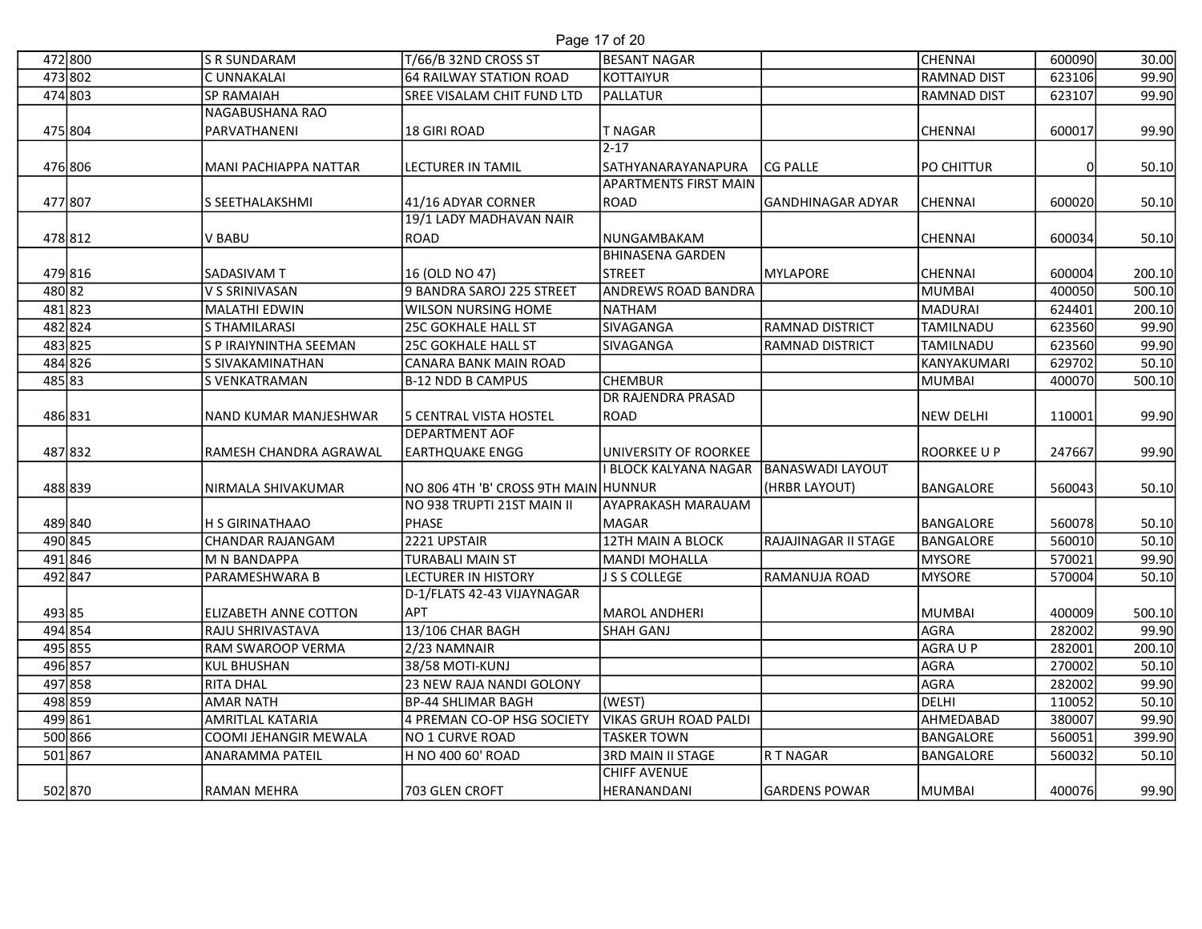| | | | | | | | | |
|---|---|---|---|---|---|---|---|---|
| 472 | 800 | S R SUNDARAM | T/66/B 32ND CROSS ST | BESANT NAGAR | | CHENNAI | 600090 | 30.00 |
| 473 | 802 | C UNNAKALAI | 64 RAILWAY STATION ROAD | KOTTAIYUR | | RAMNAD DIST | 623106 | 99.90 |
| 474 | 803 | SP RAMAIAH | SREE VISALAM CHIT FUND LTD | PALLATUR | | RAMNAD DIST | 623107 | 99.90 |
| 475 | 804 | NAGABUSHANA RAO PARVATHANENI | 18 GIRI ROAD | T NAGAR | | CHENNAI | 600017 | 99.90 |
| 476 | 806 | MANI PACHIAPPA NATTAR | LECTURER IN TAMIL | 2-17 SATHYANARAYANAPURA | CG PALLE | PO CHITTUR | 0 | 50.10 |
| 477 | 807 | S SEETHALAKSHMI | 41/16 ADYAR CORNER | APARTMENTS FIRST MAIN ROAD | GANDHINAGAR ADYAR | CHENNAI | 600020 | 50.10 |
| 478 | 812 | V BABU | 19/1 LADY MADHAVAN NAIR ROAD | NUNGAMBAKAM | | CHENNAI | 600034 | 50.10 |
| 479 | 816 | SADASIVAM T | 16 (OLD NO 47) | BHINASENA GARDEN STREET | MYLAPORE | CHENNAI | 600004 | 200.10 |
| 480 | 82 | V S SRINIVASAN | 9 BANDRA SAROJ 225 STREET | ANDREWS ROAD BANDRA | | MUMBAI | 400050 | 500.10 |
| 481 | 823 | MALATHI EDWIN | WILSON NURSING HOME | NATHAM | | MADURAI | 624401 | 200.10 |
| 482 | 824 | S THAMILARASI | 25C GOKHALE HALL ST | SIVAGANGA | RAMNAD DISTRICT | TAMILNADU | 623560 | 99.90 |
| 483 | 825 | S P IRAIYNINTHA SEEMAN | 25C GOKHALE HALL ST | SIVAGANGA | RAMNAD DISTRICT | TAMILNADU | 623560 | 99.90 |
| 484 | 826 | S SIVAKAMINATHAN | CANARA BANK MAIN ROAD | | | KANYAKUMARI | 629702 | 50.10 |
| 485 | 83 | S VENKATRAMAN | B-12 NDD B CAMPUS | CHEMBUR | | MUMBAI | 400070 | 500.10 |
| 486 | 831 | NAND KUMAR MANJESHWAR | 5 CENTRAL VISTA HOSTEL | DR RAJENDRA PRASAD ROAD | | NEW DELHI | 110001 | 99.90 |
| 487 | 832 | RAMESH CHANDRA AGRAWAL | DEPARTMENT AOF EARTHQUAKE ENGG | UNIVERSITY OF ROORKEE | | ROORKEE U P | 247667 | 99.90 |
| 488 | 839 | NIRMALA SHIVAKUMAR | NO 806 4TH 'B' CROSS 9TH MAIN | I BLOCK KALYANA NAGAR HUNNUR | BANASWADI LAYOUT (HRBR LAYOUT) | BANGALORE | 560043 | 50.10 |
| 489 | 840 | H S GIRINATHAAO | NO 938 TRUPTI 21ST MAIN II PHASE | AYAPRAKASH MARAUAM MAGAR | | BANGALORE | 560078 | 50.10 |
| 490 | 845 | CHANDAR RAJANGAM | 2221 UPSTAIR | 12TH MAIN A BLOCK | RAJAJINAGAR II STAGE | BANGALORE | 560010 | 50.10 |
| 491 | 846 | M N BANDAPPA | TURABALI MAIN ST | MANDI MOHALLA | | MYSORE | 570021 | 99.90 |
| 492 | 847 | PARAMESHWARA B | LECTURER IN HISTORY | J S S COLLEGE | RAMANUJA ROAD | MYSORE | 570004 | 50.10 |
| 493 | 85 | ELIZABETH ANNE COTTON | D-1/FLATS 42-43 VIJAYNAGAR APT | MAROL ANDHERI | | MUMBAI | 400009 | 500.10 |
| 494 | 854 | RAJU SHRIVASTAVA | 13/106 CHAR BAGH | SHAH GANJ | | AGRA | 282002 | 99.90 |
| 495 | 855 | RAM SWAROOP VERMA | 2/23 NAMNAIR | | | AGRA U P | 282001 | 200.10 |
| 496 | 857 | KUL BHUSHAN | 38/58 MOTI-KUNJ | | | AGRA | 270002 | 50.10 |
| 497 | 858 | RITA DHAL | 23 NEW RAJA NANDI GOLONY | | | AGRA | 282002 | 99.90 |
| 498 | 859 | AMAR NATH | BP-44 SHLIMAR BAGH | (WEST) | | DELHI | 110052 | 50.10 |
| 499 | 861 | AMRITLAL KATARIA | 4 PREMAN CO-OP HSG SOCIETY | VIKAS GRUH ROAD PALDI | | AHMEDABAD | 380007 | 99.90 |
| 500 | 866 | COOMI JEHANGIR MEWALA | NO 1 CURVE ROAD | TASKER TOWN | | BANGALORE | 560051 | 399.90 |
| 501 | 867 | ANARAMMA PATEIL | H NO 400 60' ROAD | 3RD MAIN II STAGE | R T NAGAR | BANGALORE | 560032 | 50.10 |
| 502 | 870 | RAMAN MEHRA | 703 GLEN CROFT | CHIFF AVENUE HERANANDANI | GARDENS POWAR | MUMBAI | 400076 | 99.90 |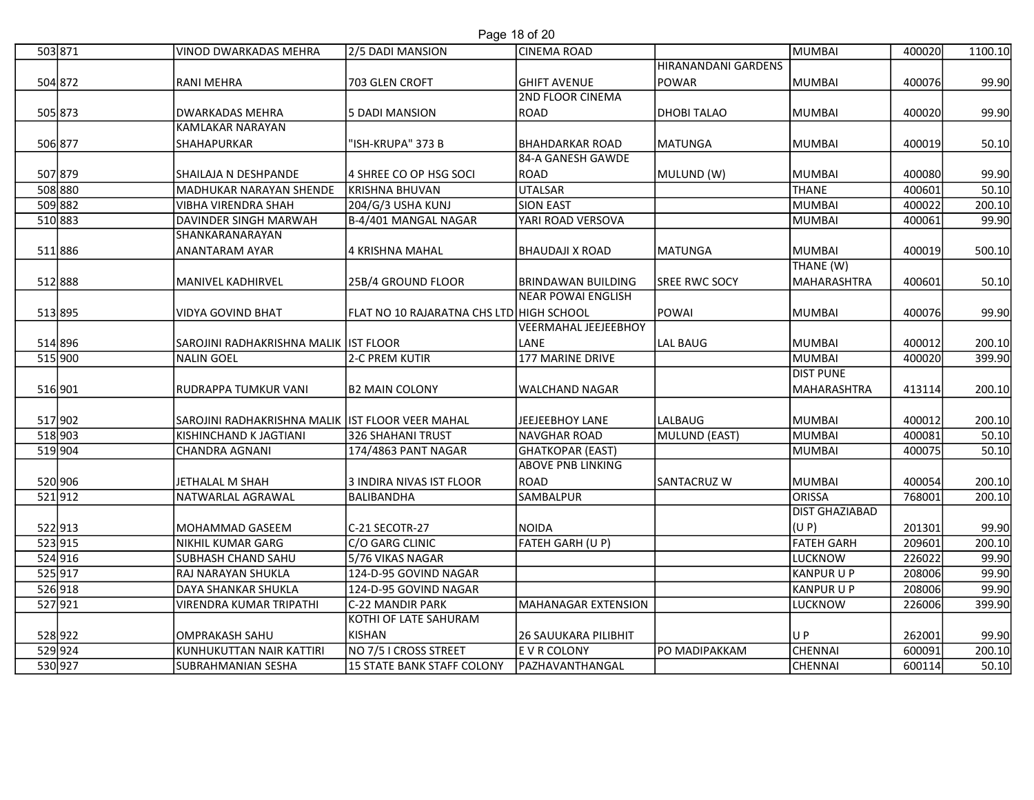| | | | | | | | | |
|---|---|---|---|---|---|---|---|---|
| 503 | 871 | VINOD DWARKADAS MEHRA | 2/5 DADI MANSION | CINEMA ROAD | | MUMBAI | 400020 | 1100.10 |
| 504 | 872 | RANI MEHRA | 703 GLEN CROFT | GHIFT AVENUE | HIRANANDANI GARDENS POWAR | MUMBAI | 400076 | 99.90 |
| 505 | 873 | DWARKADAS MEHRA | 5 DADI MANSION | 2ND FLOOR CINEMA ROAD | DHOBI TALAO | MUMBAI | 400020 | 99.90 |
| 506 | 877 | KAMLAKAR NARAYAN SHAHAPURKAR | "ISH-KRUPA" 373 B | BHAHDARKAR ROAD | MATUNGA | MUMBAI | 400019 | 50.10 |
| 507 | 879 | SHAILAJA N DESHPANDE | 4 SHREE CO OP HSG SOCI | 84-A GANESH GAWDE ROAD | MULUND (W) | MUMBAI | 400080 | 99.90 |
| 508 | 880 | MADHUKAR NARAYAN SHENDE | KRISHNA BHUVAN | UTALSAR | | THANE | 400601 | 50.10 |
| 509 | 882 | VIBHA VIRENDRA SHAH | 204/G/3 USHA KUNJ | SION EAST | | MUMBAI | 400022 | 200.10 |
| 510 | 883 | DAVINDER SINGH MARWAH | B-4/401 MANGAL NAGAR | YARI ROAD VERSOVA | | MUMBAI | 400061 | 99.90 |
| 511 | 886 | SHANKARANARAYAN ANANTARAM AYAR | 4 KRISHNA MAHAL | BHAUDAJI X ROAD | MATUNGA | MUMBAI | 400019 | 500.10 |
| 512 | 888 | MANIVEL KADHIRVEL | 25B/4 GROUND FLOOR | BRINDAWAN BUILDING | SREE RWC SOCY | THANE (W) MAHARASHTRA | 400601 | 50.10 |
| 513 | 895 | VIDYA GOVIND BHAT | FLAT NO 10 RAJARATNA CHS LTD | NEAR POWAI ENGLISH HIGH SCHOOL | POWAI | MUMBAI | 400076 | 99.90 |
| 514 | 896 | SAROJINI RADHAKRISHNA MALIK | IST FLOOR | VEERMAHAL JEEJEEBHOY LANE | LAL BAUG | MUMBAI | 400012 | 200.10 |
| 515 | 900 | NALIN GOEL | 2-C PREM KUTIR | 177 MARINE DRIVE | | MUMBAI | 400020 | 399.90 |
| 516 | 901 | RUDRAPPA TUMKUR VANI | B2 MAIN COLONY | WALCHAND NAGAR | | DIST PUNE MAHARASHTRA | 413114 | 200.10 |
| 517 | 902 | SAROJINI RADHAKRISHNA MALIK | IST FLOOR VEER MAHAL | JEEJEEBHOY LANE | LALBAUG | MUMBAI | 400012 | 200.10 |
| 518 | 903 | KISHINCHAND K JAGTIANI | 326 SHAHANI TRUST | NAVGHAR ROAD | MULUND (EAST) | MUMBAI | 400081 | 50.10 |
| 519 | 904 | CHANDRA AGNANI | 174/4863 PANT NAGAR | GHATKOPAR (EAST) | | MUMBAI | 400075 | 50.10 |
| 520 | 906 | JETHALAL M SHAH | 3 INDIRA NIVAS IST FLOOR | ABOVE PNB LINKING ROAD | SANTACRUZ W | MUMBAI | 400054 | 200.10 |
| 521 | 912 | NATWARLAL AGRAWAL | BALIBANDHA | SAMBALPUR | | ORISSA | 768001 | 200.10 |
| 522 | 913 | MOHAMMAD GASEEM | C-21 SECOTR-27 | NOIDA | | DIST GHAZIABAD (U P) | 201301 | 99.90 |
| 523 | 915 | NIKHIL KUMAR GARG | C/O GARG CLINIC | FATEH GARH (U P) | | FATEH GARH | 209601 | 200.10 |
| 524 | 916 | SUBHASH CHAND SAHU | 5/76 VIKAS NAGAR | | | LUCKNOW | 226022 | 99.90 |
| 525 | 917 | RAJ NARAYAN SHUKLA | 124-D-95 GOVIND NAGAR | | | KANPUR U P | 208006 | 99.90 |
| 526 | 918 | DAYA SHANKAR SHUKLA | 124-D-95 GOVIND NAGAR | | | KANPUR U P | 208006 | 99.90 |
| 527 | 921 | VIRENDRA KUMAR TRIPATHI | C-22 MANDIR PARK | MAHANAGAR EXTENSION | | LUCKNOW | 226006 | 399.90 |
| 528 | 922 | OMPRAKASH SAHU | KOTHI OF LATE SAHURAM KISHAN | 26 SAUUKARA PILIBHIT | | U P | 262001 | 99.90 |
| 529 | 924 | KUNHUKUTTAN NAIR KATTIRI | NO 7/5 I CROSS STREET | E V R COLONY | PO MADIPAKKAM | CHENNAI | 600091 | 200.10 |
| 530 | 927 | SUBRAHMANIAN SESHA | 15 STATE BANK STAFF COLONY | PAZHAVANTHANGAL | | CHENNAI | 600114 | 50.10 |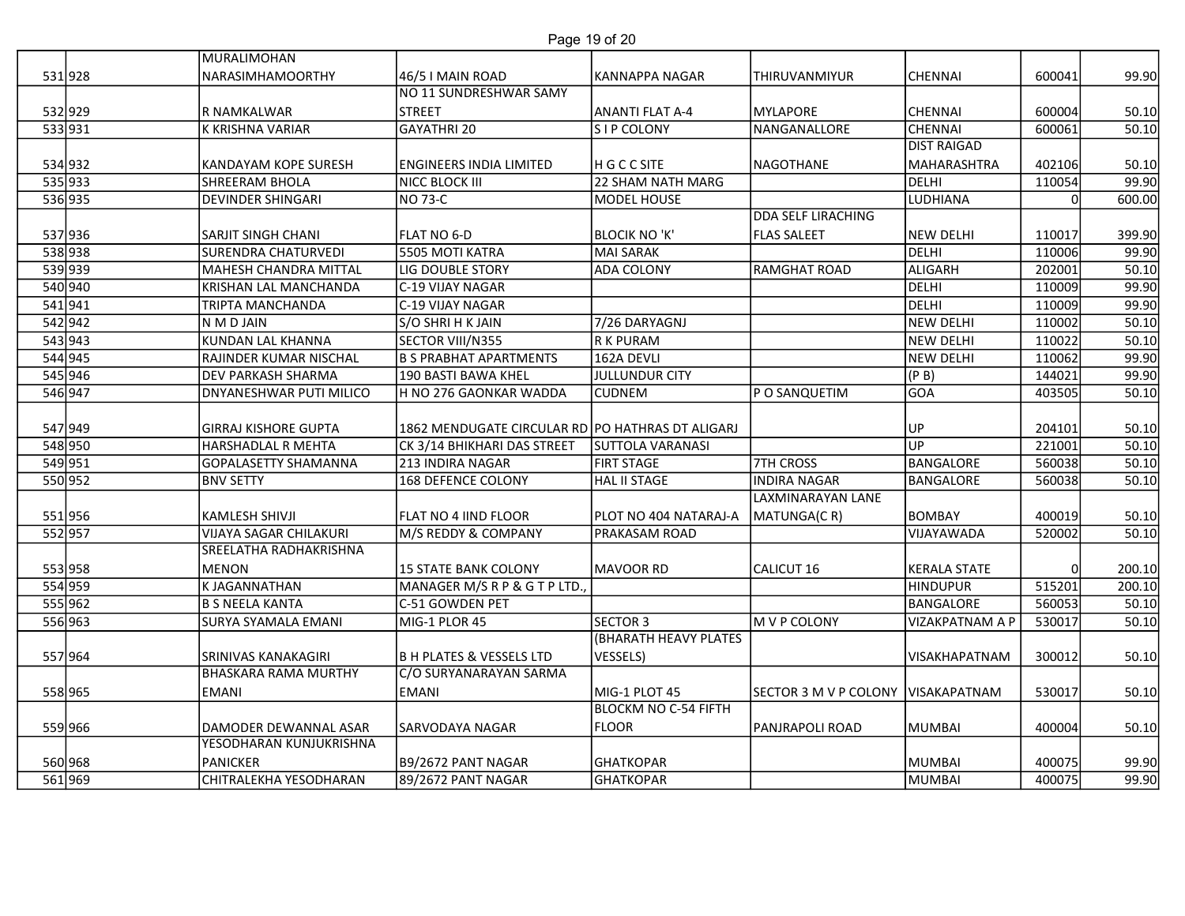| | | | | | | | | |
|---|---|---|---|---|---|---|---|---|
| 531 | 928 | MURALIMOHAN NARASIMHAMOORTHY | 46/5 I MAIN ROAD | KANNAPPA NAGAR | THIRUVANMIYUR | CHENNAI | 600041 | 99.90 |
| 532 | 929 | R NAMKALWAR | NO 11 SUNDRESHWAR SAMY STREET | ANANTI FLAT A-4 | MYLAPORE | CHENNAI | 600004 | 50.10 |
| 533 | 931 | K KRISHNA VARIAR | GAYATHRI 20 | S I P COLONY | NANGANALLORE | CHENNAI | 600061 | 50.10 |
| 534 | 932 | KANDAYAM KOPE SURESH | ENGINEERS INDIA LIMITED | H G C C SITE | NAGOTHANE | DIST RAIGAD MAHARASHTRA | 402106 | 50.10 |
| 535 | 933 | SHREERAM BHOLA | NICC BLOCK III | 22 SHAM NATH MARG | | DELHI | 110054 | 99.90 |
| 536 | 935 | DEVINDER SHINGARI | NO 73-C | MODEL HOUSE | | LUDHIANA | 0 | 600.00 |
| 537 | 936 | SARJIT SINGH CHANI | FLAT NO 6-D | BLOCIK NO 'K' | DDA SELF LIRACHING FLAS SALEET | NEW DELHI | 110017 | 399.90 |
| 538 | 938 | SURENDRA CHATURVEDI | 5505 MOTI KATRA | MAI SARAK | | DELHI | 110006 | 99.90 |
| 539 | 939 | MAHESH CHANDRA MITTAL | LIG DOUBLE STORY | ADA COLONY | RAMGHAT ROAD | ALIGARH | 202001 | 50.10 |
| 540 | 940 | KRISHAN LAL MANCHANDA | C-19 VIJAY NAGAR | | | DELHI | 110009 | 99.90 |
| 541 | 941 | TRIPTA MANCHANDA | C-19 VIJAY NAGAR | | | DELHI | 110009 | 99.90 |
| 542 | 942 | N M D JAIN | S/O SHRI H K JAIN | 7/26 DARYAGNJ | | NEW DELHI | 110002 | 50.10 |
| 543 | 943 | KUNDAN LAL KHANNA | SECTOR VIII/N355 | R K PURAM | | NEW DELHI | 110022 | 50.10 |
| 544 | 945 | RAJINDER KUMAR NISCHAL | B S PRABHAT APARTMENTS | 162A DEVLI | | NEW DELHI | 110062 | 99.90 |
| 545 | 946 | DEV PARKASH SHARMA | 190 BASTI BAWA KHEL | JULLUNDUR CITY | | (P B) | 144021 | 99.90 |
| 546 | 947 | DNYANESHWAR PUTI MILICO | H NO 276 GAONKAR WADDA | CUDNEM | P O SANQUETIM | GOA | 403505 | 50.10 |
| 547 | 949 | GIRRAJ KISHORE GUPTA | 1862 MENDUGATE CIRCULAR RD | PO HATHRAS DT ALIGARJ | | UP | 204101 | 50.10 |
| 548 | 950 | HARSHADLAL R MEHTA | CK 3/14 BHIKHARI DAS STREET | SUTTOLA VARANASI | | UP | 221001 | 50.10 |
| 549 | 951 | GOPALASETTY SHAMANNA | 213 INDIRA NAGAR | FIRT STAGE | 7TH CROSS | BANGALORE | 560038 | 50.10 |
| 550 | 952 | BNV SETTY | 168 DEFENCE COLONY | HAL II STAGE | INDIRA NAGAR | BANGALORE | 560038 | 50.10 |
| 551 | 956 | KAMLESH SHIVJI | FLAT NO 4 IIND FLOOR | PLOT NO 404 NATARAJ-A | LAXMINARAYAN LANE MATUNGA(C R) | BOMBAY | 400019 | 50.10 |
| 552 | 957 | VIJAYA SAGAR CHILAKURI | M/S REDDY & COMPANY | PRAKASAM ROAD | | VIJAYAWADA | 520002 | 50.10 |
| 553 | 958 | SREELATHA RADHAKRISHNA MENON | 15 STATE BANK COLONY | MAVOOR RD | CALICUT 16 | KERALA STATE | 0 | 200.10 |
| 554 | 959 | K JAGANNATHAN | MANAGER M/S R P & G T P LTD., | | | HINDUPUR | 515201 | 200.10 |
| 555 | 962 | B S NEELA KANTA | C-51 GOWDEN PET | | | BANGALORE | 560053 | 50.10 |
| 556 | 963 | SURYA SYAMALA EMANI | MIG-1 PLOR 45 | SECTOR 3 | M V P COLONY | VIZAKPATNAM A P | 530017 | 50.10 |
| 557 | 964 | SRINIVAS KANAKAGIRI | B H PLATES & VESSELS LTD | (BHARATH HEAVY PLATES VESSELS) | | VISAKHAPATNAM | 300012 | 50.10 |
| 558 | 965 | BHASKARA RAMA MURTHY EMANI | C/O SURYANARAYAN SARMA EMANI | MIG-1 PLOT 45 | SECTOR 3 M V P COLONY | VISAKAPATNAM | 530017 | 50.10 |
| 559 | 966 | DAMODER DEWANNAL ASAR | SARVODAYA NAGAR | BLOCKM NO C-54 FIFTH FLOOR | PANJRAPOLI ROAD | MUMBAI | 400004 | 50.10 |
| 560 | 968 | YESODHARAN KUNJUKRISHNA PANICKER | B9/2672 PANT NAGAR | GHATKOPAR | | MUMBAI | 400075 | 99.90 |
| 561 | 969 | CHITRALEKHA YESODHARAN | 89/2672 PANT NAGAR | GHATKOPAR | | MUMBAI | 400075 | 99.90 |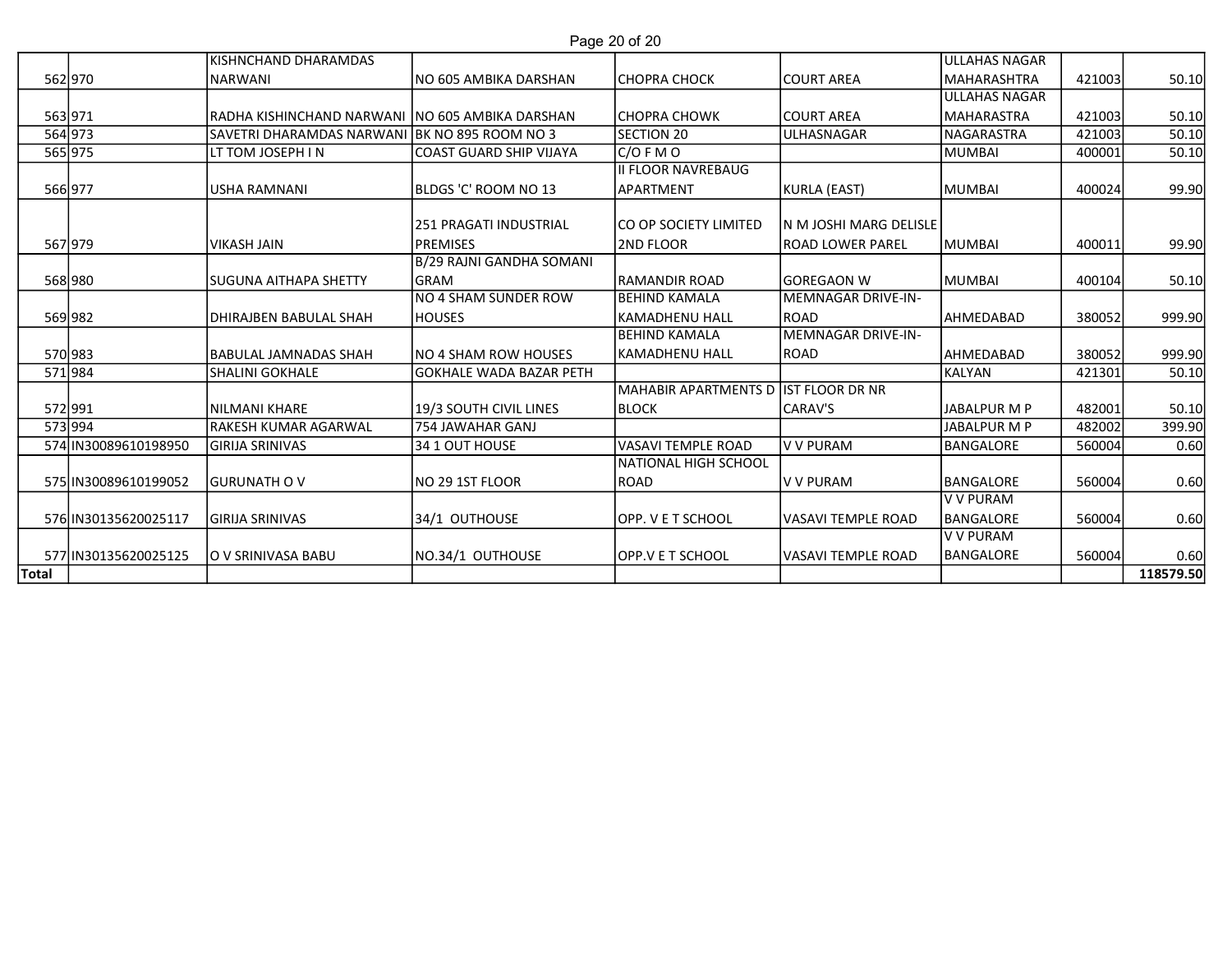| | | | | | | | | |
|---|---|---|---|---|---|---|---|---|
| 562 | 970 | KISHNCHAND DHARAMDAS NARWANI | NO 605 AMBIKA DARSHAN | CHOPRA CHOCK | COURT AREA | ULLAHAS NAGAR MAHARASHTRA | 421003 | 50.10 |
| 563 | 971 | RADHA KISHINCHAND NARWANI | NO 605 AMBIKA DARSHAN | CHOPRA CHOWK | COURT AREA | ULLAHAS NAGAR MAHARASTRA | 421003 | 50.10 |
| 564 | 973 | SAVETRI DHARAMDAS NARWANI | BK NO 895 ROOM NO 3 | SECTION 20 | ULHASNAGAR | NAGARASTRA | 421003 | 50.10 |
| 565 | 975 | LT TOM JOSEPH I N | COAST GUARD SHIP VIJAYA | C/O F M O | | MUMBAI | 400001 | 50.10 |
| 566 | 977 | USHA RAMNANI | BLDGS 'C' ROOM NO 13 | II FLOOR NAVREBAUG APARTMENT | KURLA (EAST) | MUMBAI | 400024 | 99.90 |
| 567 | 979 | VIKASH JAIN | 251 PRAGATI INDUSTRIAL PREMISES | CO OP SOCIETY LIMITED 2ND FLOOR | N M JOSHI MARG DELISLE ROAD LOWER PAREL | MUMBAI | 400011 | 99.90 |
| 568 | 980 | SUGUNA AITHAPA SHETTY | B/29 RAJNI GANDHA SOMANI GRAM | RAMANDIR ROAD | GOREGAON W | MUMBAI | 400104 | 50.10 |
| 569 | 982 | DHIRAJBEN BABULAL SHAH | NO 4 SHAM SUNDER ROW HOUSES | BEHIND KAMALA KAMADHENU HALL | MEMNAGAR DRIVE-IN-ROAD | AHMEDABAD | 380052 | 999.90 |
| 570 | 983 | BABULAL JAMNADAS SHAH | NO 4 SHAM ROW HOUSES | BEHIND KAMALA KAMADHENU HALL | MEMNAGAR DRIVE-IN-ROAD | AHMEDABAD | 380052 | 999.90 |
| 571 | 984 | SHALINI GOKHALE | GOKHALE WADA BAZAR PETH | | | KALYAN | 421301 | 50.10 |
| 572 | 991 | NILMANI KHARE | 19/3 SOUTH CIVIL LINES | MAHABIR APARTMENTS D BLOCK | IST FLOOR DR NR CARAV'S | JABALPUR M P | 482001 | 50.10 |
| 573 | 994 | RAKESH KUMAR AGARWAL | 754 JAWAHAR GANJ | | | JABALPUR M P | 482002 | 399.90 |
| 574 | IN30089610198950 | GIRIJA SRINIVAS | 34 1 OUT HOUSE | VASAVI TEMPLE ROAD | V V PURAM | BANGALORE | 560004 | 0.60 |
| 575 | IN30089610199052 | GURUNATH O V | NO 29 1ST FLOOR | NATIONAL HIGH SCHOOL ROAD | V V PURAM | BANGALORE | 560004 | 0.60 |
| 576 | IN30135620025117 | GIRIJA SRINIVAS | 34/1 OUTHOUSE | OPP. V E T SCHOOL | VASAVI TEMPLE ROAD | V V PURAM BANGALORE | 560004 | 0.60 |
| 577 | IN30135620025125 | O V SRINIVASA BABU | NO.34/1 OUTHOUSE | OPP.V E T SCHOOL | VASAVI TEMPLE ROAD | V V PURAM BANGALORE | 560004 | 0.60 |
| **Total** | | | | | | | | **118579.50** |